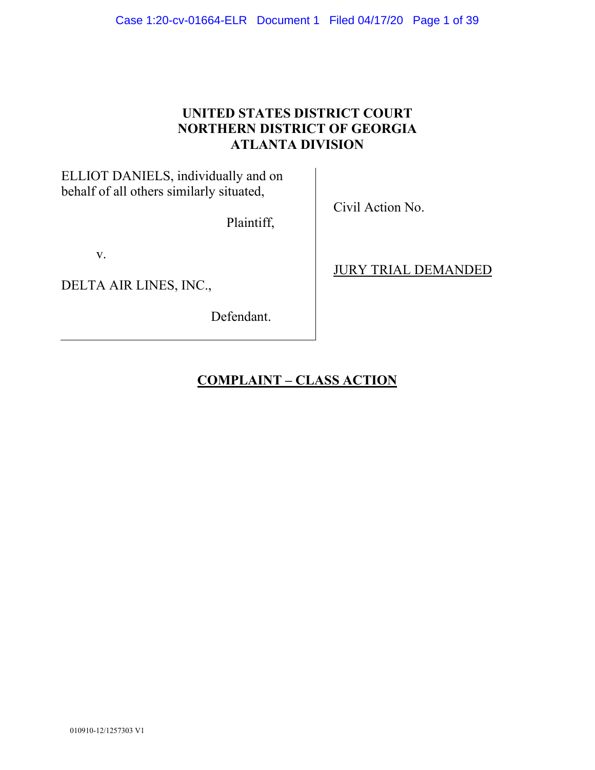**UNITED STATES DISTRICT COURT**
**NORTHERN DISTRICT OF GEORGIA**
**ATLANTA DIVISION**

| | |
|---|---|
| ELLIOT DANIELS, individually and on behalf of all others similarly situated, | Civil Action No. |
| Plaintiff, | |
| v. | JURY TRIAL DEMANDED |
| DELTA AIR LINES, INC., | |
| Defendant. | |

**COMPLAINT – CLASS ACTION**

010910-12/1257303 V1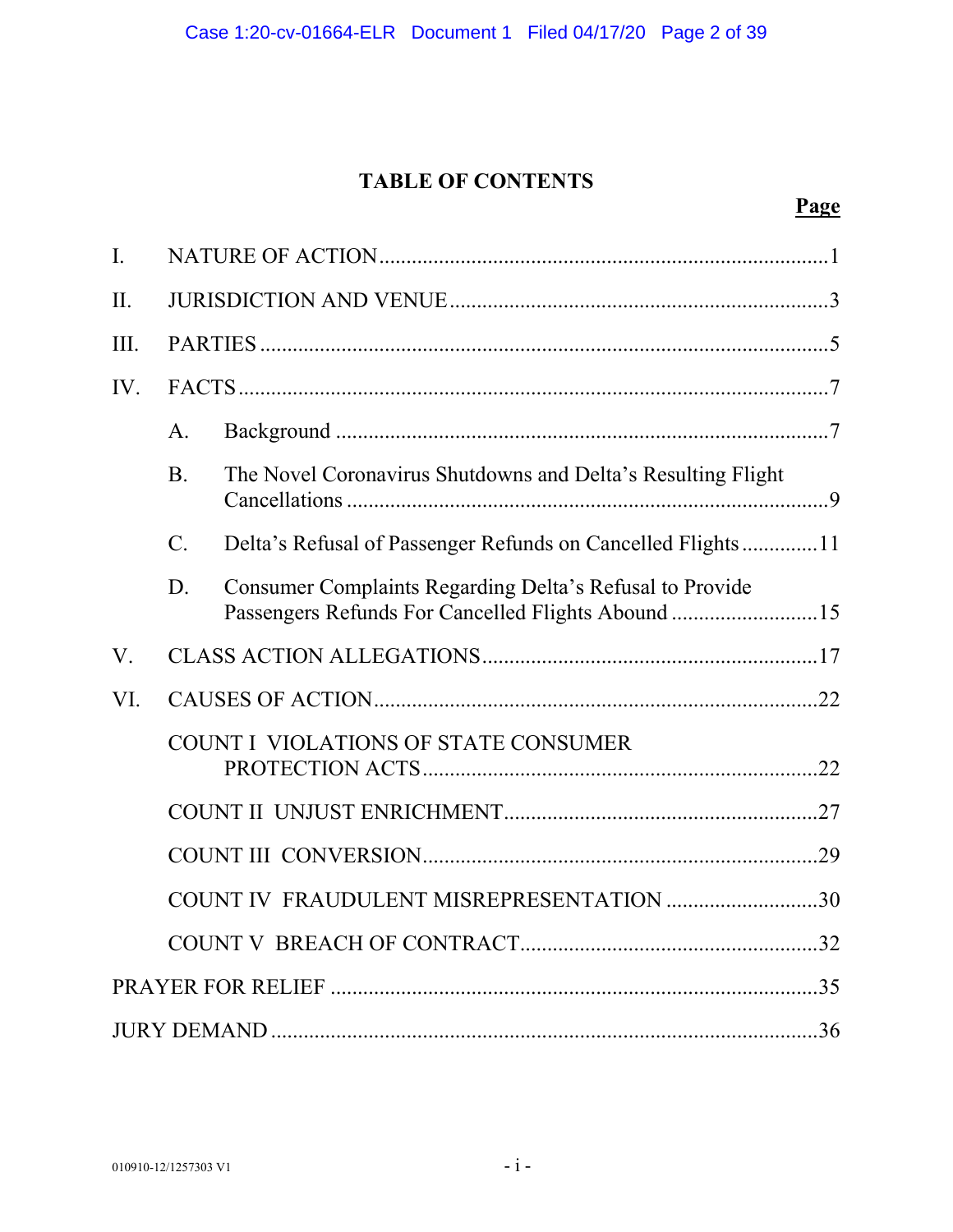# TABLE OF CONTENTS

**Page**

I. NATURE OF ACTION ..... 1

II. JURISDICTION AND VENUE ..... 3

III. PARTIES ..... 5

IV. FACTS ..... 7

- A. Background ..... 7
- B. The Novel Coronavirus Shutdowns and Delta's Resulting Flight Cancellations ..... 9
- C. Delta's Refusal of Passenger Refunds on Cancelled Flights ..... 11
- D. Consumer Complaints Regarding Delta's Refusal to Provide Passengers Refunds For Cancelled Flights Abound ..... 15

V. CLASS ACTION ALLEGATIONS ..... 17

VI. CAUSES OF ACTION ..... 22

- COUNT I VIOLATIONS OF STATE CONSUMER PROTECTION ACTS ..... 22
- COUNT II UNJUST ENRICHMENT ..... 27
- COUNT III CONVERSION ..... 29
- COUNT IV FRAUDULENT MISREPRESENTATION ..... 30
- COUNT V BREACH OF CONTRACT ..... 32

PRAYER FOR RELIEF ..... 35

JURY DEMAND ..... 36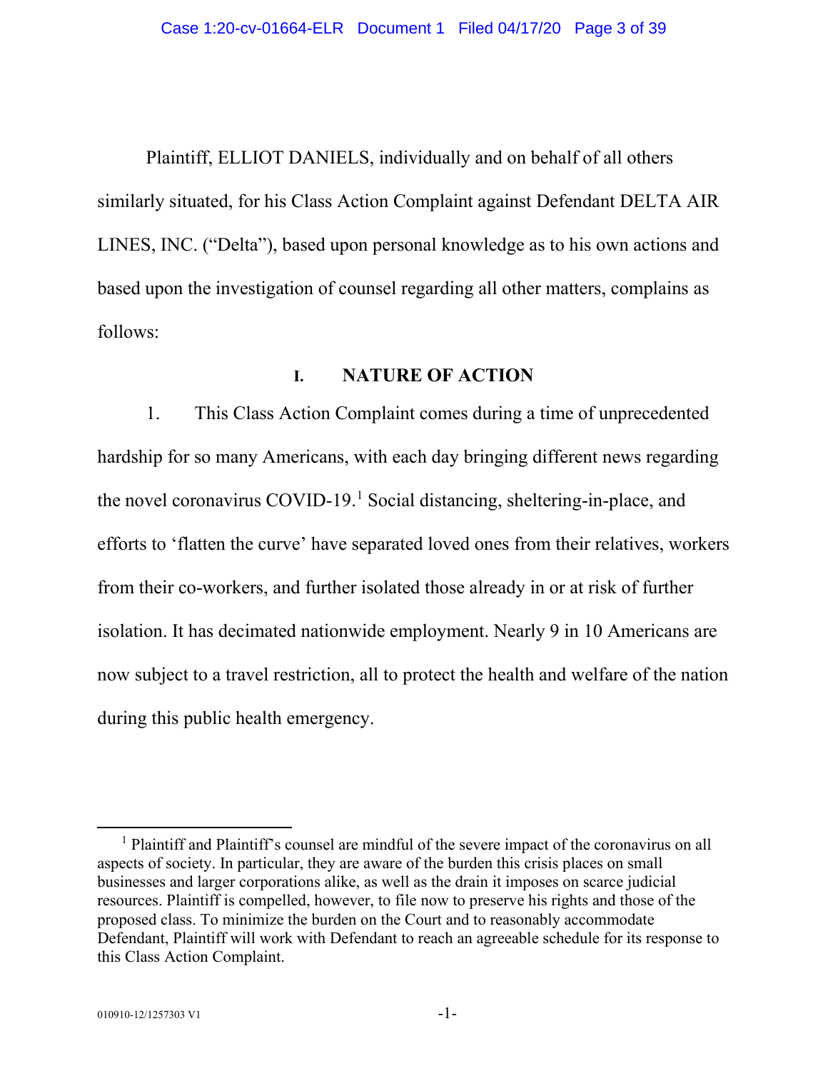Plaintiff, ELLIOT DANIELS, individually and on behalf of all others similarly situated, for his Class Action Complaint against Defendant DELTA AIR LINES, INC. ("Delta"), based upon personal knowledge as to his own actions and based upon the investigation of counsel regarding all other matters, complains as follows:

## I. NATURE OF ACTION

1. This Class Action Complaint comes during a time of unprecedented hardship for so many Americans, with each day bringing different news regarding the novel coronavirus COVID-19.[1] Social distancing, sheltering-in-place, and efforts to 'flatten the curve' have separated loved ones from their relatives, workers from their co-workers, and further isolated those already in or at risk of further isolation. It has decimated nationwide employment. Nearly 9 in 10 Americans are now subject to a travel restriction, all to protect the health and welfare of the nation during this public health emergency.

---

[1] Plaintiff and Plaintiff's counsel are mindful of the severe impact of the coronavirus on all aspects of society. In particular, they are aware of the burden this crisis places on small businesses and larger corporations alike, as well as the drain it imposes on scarce judicial resources. Plaintiff is compelled, however, to file now to preserve his rights and those of the proposed class. To minimize the burden on the Court and to reasonably accommodate Defendant, Plaintiff will work with Defendant to reach an agreeable schedule for its response to this Class Action Complaint.

010910-12/1257303 V1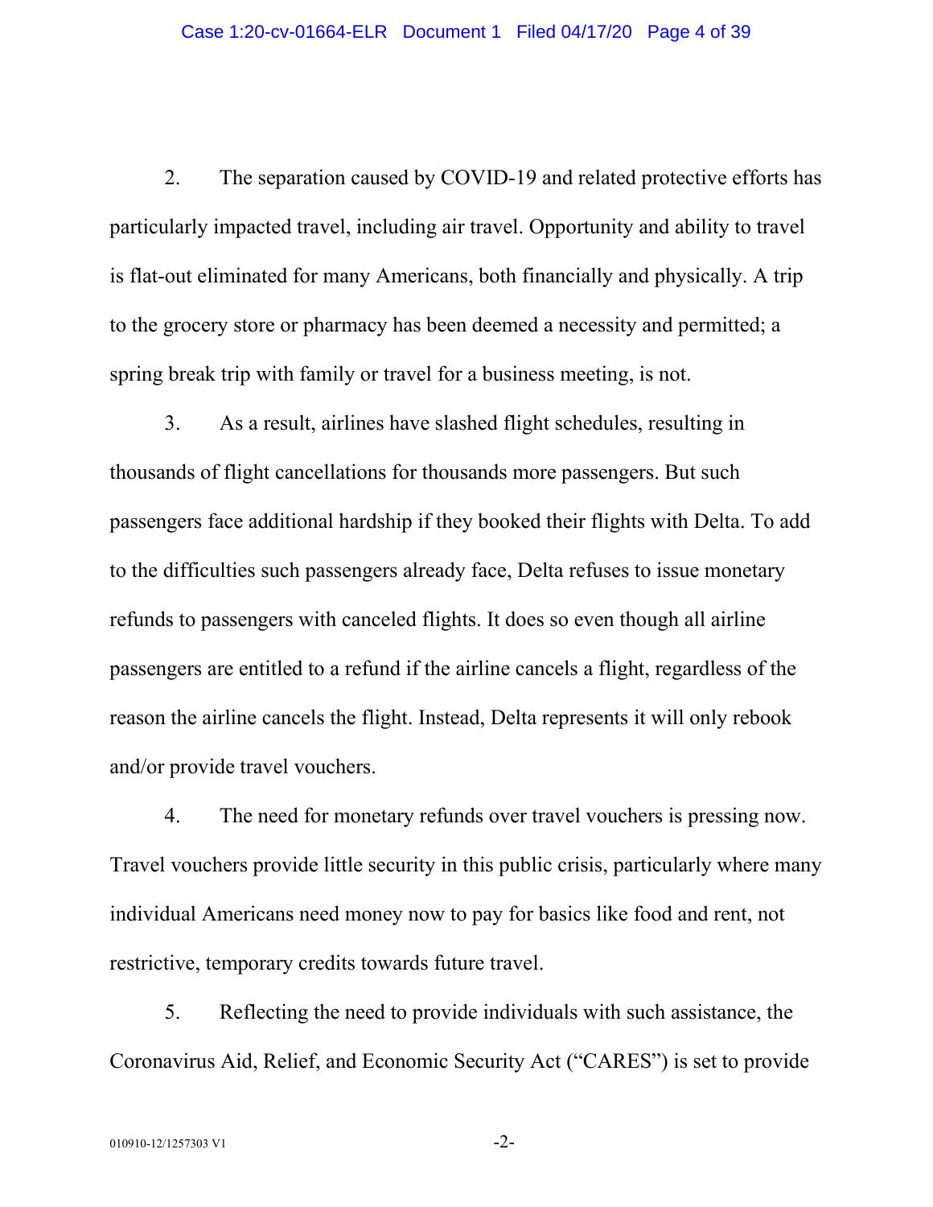2. The separation caused by COVID-19 and related protective efforts has particularly impacted travel, including air travel. Opportunity and ability to travel is flat-out eliminated for many Americans, both financially and physically. A trip to the grocery store or pharmacy has been deemed a necessity and permitted; a spring break trip with family or travel for a business meeting, is not.

3. As a result, airlines have slashed flight schedules, resulting in thousands of flight cancellations for thousands more passengers. But such passengers face additional hardship if they booked their flights with Delta. To add to the difficulties such passengers already face, Delta refuses to issue monetary refunds to passengers with canceled flights. It does so even though all airline passengers are entitled to a refund if the airline cancels a flight, regardless of the reason the airline cancels the flight. Instead, Delta represents it will only rebook and/or provide travel vouchers.

4. The need for monetary refunds over travel vouchers is pressing now. Travel vouchers provide little security in this public crisis, particularly where many individual Americans need money now to pay for basics like food and rent, not restrictive, temporary credits towards future travel.

5. Reflecting the need to provide individuals with such assistance, the Coronavirus Aid, Relief, and Economic Security Act ("CARES") is set to provide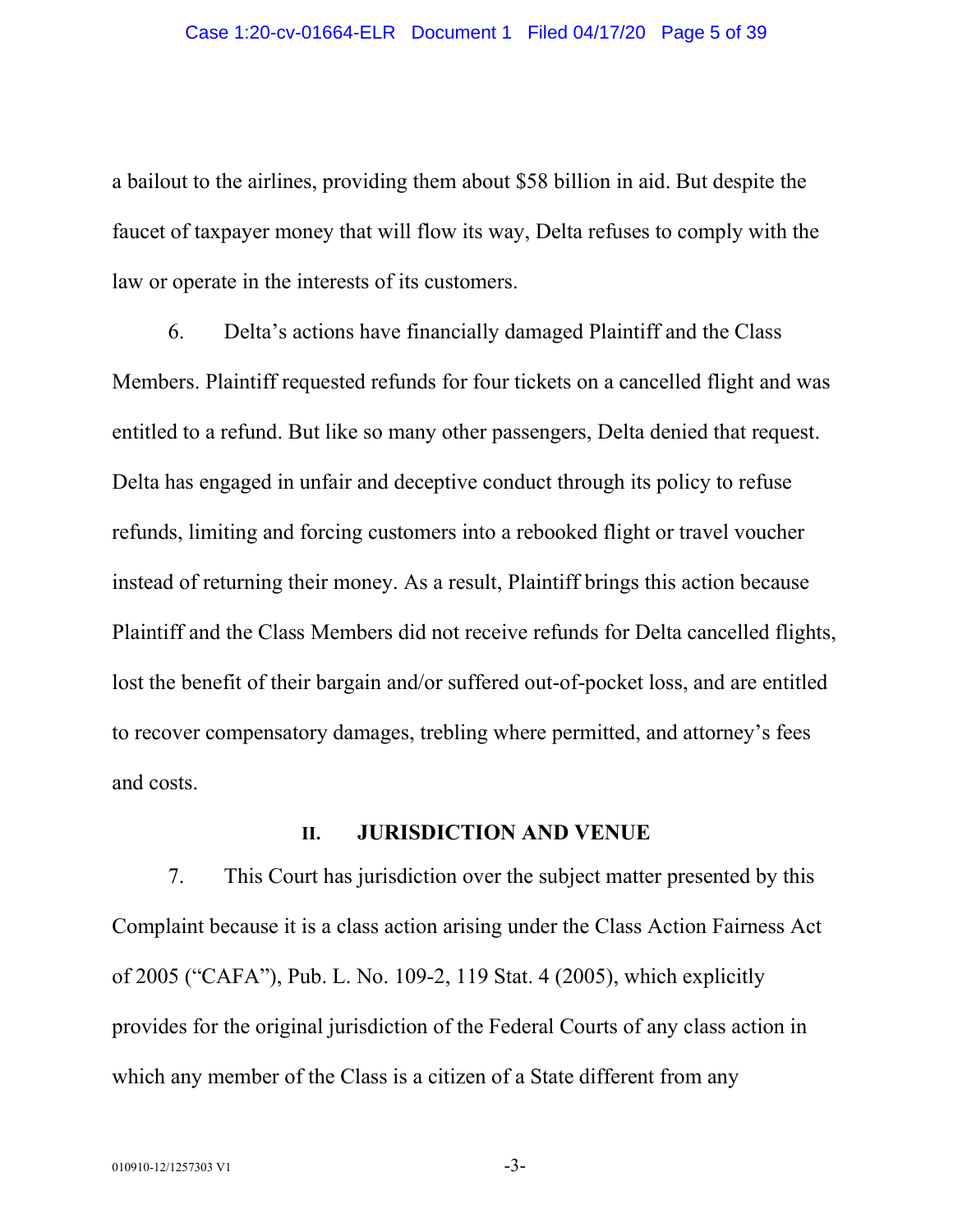a bailout to the airlines, providing them about $58 billion in aid. But despite the faucet of taxpayer money that will flow its way, Delta refuses to comply with the law or operate in the interests of its customers.

6. Delta's actions have financially damaged Plaintiff and the Class Members. Plaintiff requested refunds for four tickets on a cancelled flight and was entitled to a refund. But like so many other passengers, Delta denied that request. Delta has engaged in unfair and deceptive conduct through its policy to refuse refunds, limiting and forcing customers into a rebooked flight or travel voucher instead of returning their money. As a result, Plaintiff brings this action because Plaintiff and the Class Members did not receive refunds for Delta cancelled flights, lost the benefit of their bargain and/or suffered out-of-pocket loss, and are entitled to recover compensatory damages, trebling where permitted, and attorney's fees and costs.

## II. JURISDICTION AND VENUE

7. This Court has jurisdiction over the subject matter presented by this Complaint because it is a class action arising under the Class Action Fairness Act of 2005 ("CAFA"), Pub. L. No. 109-2, 119 Stat. 4 (2005), which explicitly provides for the original jurisdiction of the Federal Courts of any class action in which any member of the Class is a citizen of a State different from any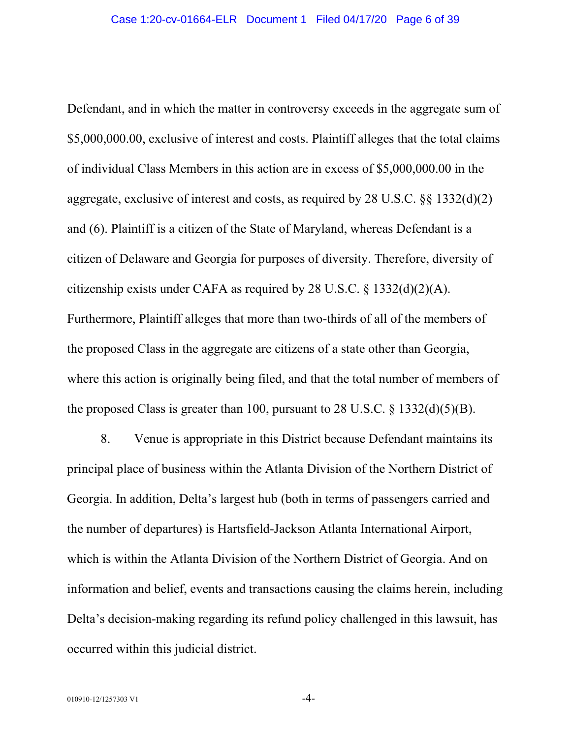Defendant, and in which the matter in controversy exceeds in the aggregate sum of $5,000,000.00, exclusive of interest and costs. Plaintiff alleges that the total claims of individual Class Members in this action are in excess of $5,000,000.00 in the aggregate, exclusive of interest and costs, as required by 28 U.S.C. §§ 1332(d)(2) and (6). Plaintiff is a citizen of the State of Maryland, whereas Defendant is a citizen of Delaware and Georgia for purposes of diversity. Therefore, diversity of citizenship exists under CAFA as required by 28 U.S.C. § 1332(d)(2)(A). Furthermore, Plaintiff alleges that more than two-thirds of all of the members of the proposed Class in the aggregate are citizens of a state other than Georgia, where this action is originally being filed, and that the total number of members of the proposed Class is greater than 100, pursuant to 28 U.S.C. § 1332(d)(5)(B).

8. Venue is appropriate in this District because Defendant maintains its principal place of business within the Atlanta Division of the Northern District of Georgia. In addition, Delta's largest hub (both in terms of passengers carried and the number of departures) is Hartsfield-Jackson Atlanta International Airport, which is within the Atlanta Division of the Northern District of Georgia. And on information and belief, events and transactions causing the claims herein, including Delta's decision-making regarding its refund policy challenged in this lawsuit, has occurred within this judicial district.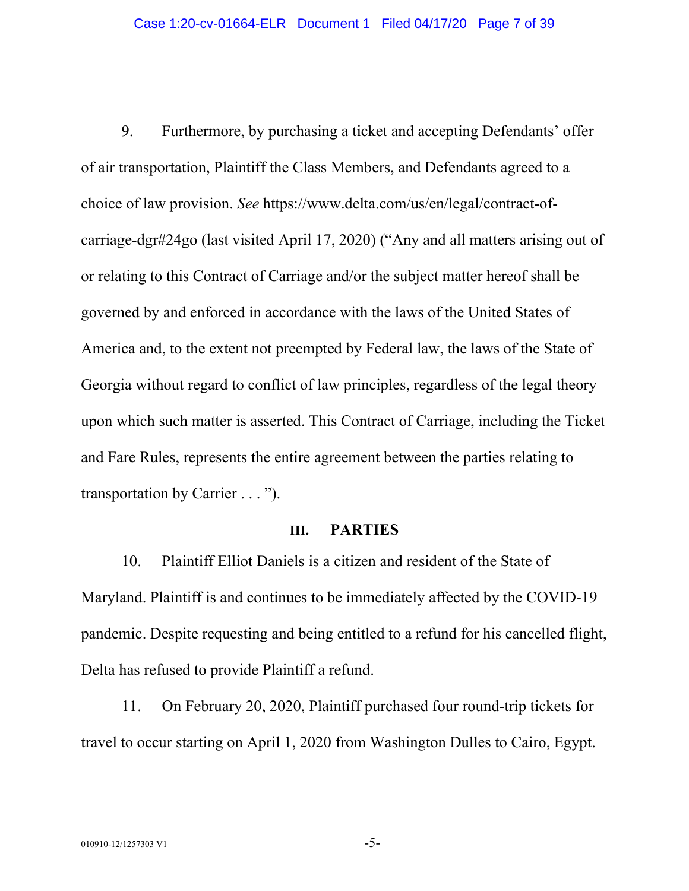9. Furthermore, by purchasing a ticket and accepting Defendants' offer of air transportation, Plaintiff the Class Members, and Defendants agreed to a choice of law provision. *See* https://www.delta.com/us/en/legal/contract-of-carriage-dgr#24go (last visited April 17, 2020) ("Any and all matters arising out of or relating to this Contract of Carriage and/or the subject matter hereof shall be governed by and enforced in accordance with the laws of the United States of America and, to the extent not preempted by Federal law, the laws of the State of Georgia without regard to conflict of law principles, regardless of the legal theory upon which such matter is asserted. This Contract of Carriage, including the Ticket and Fare Rules, represents the entire agreement between the parties relating to transportation by Carrier . . . ").

## III. PARTIES

10. Plaintiff Elliot Daniels is a citizen and resident of the State of Maryland. Plaintiff is and continues to be immediately affected by the COVID-19 pandemic. Despite requesting and being entitled to a refund for his cancelled flight, Delta has refused to provide Plaintiff a refund.

11. On February 20, 2020, Plaintiff purchased four round-trip tickets for travel to occur starting on April 1, 2020 from Washington Dulles to Cairo, Egypt.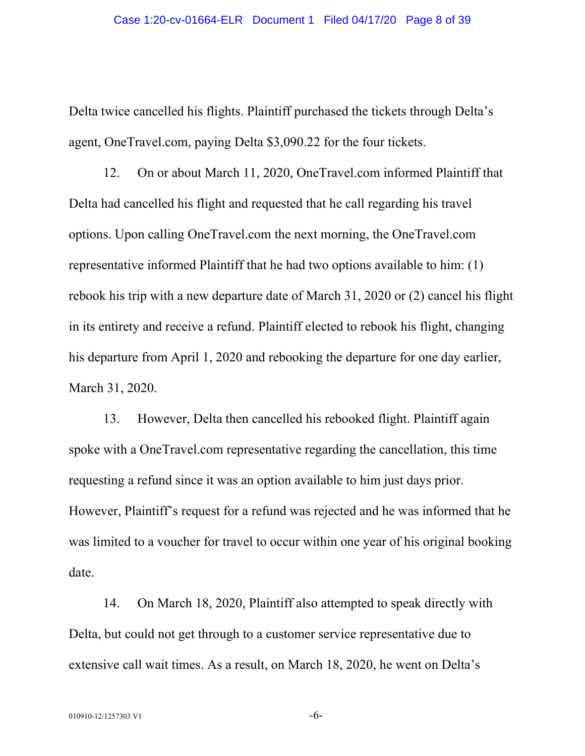Delta twice cancelled his flights. Plaintiff purchased the tickets through Delta's agent, OneTravel.com, paying Delta $3,090.22 for the four tickets.

12. On or about March 11, 2020, OneTravel.com informed Plaintiff that Delta had cancelled his flight and requested that he call regarding his travel options. Upon calling OneTravel.com the next morning, the OneTravel.com representative informed Plaintiff that he had two options available to him: (1) rebook his trip with a new departure date of March 31, 2020 or (2) cancel his flight in its entirety and receive a refund. Plaintiff elected to rebook his flight, changing his departure from April 1, 2020 and rebooking the departure for one day earlier, March 31, 2020.

13. However, Delta then cancelled his rebooked flight. Plaintiff again spoke with a OneTravel.com representative regarding the cancellation, this time requesting a refund since it was an option available to him just days prior. However, Plaintiff's request for a refund was rejected and he was informed that he was limited to a voucher for travel to occur within one year of his original booking date.

14. On March 18, 2020, Plaintiff also attempted to speak directly with Delta, but could not get through to a customer service representative due to extensive call wait times. As a result, on March 18, 2020, he went on Delta's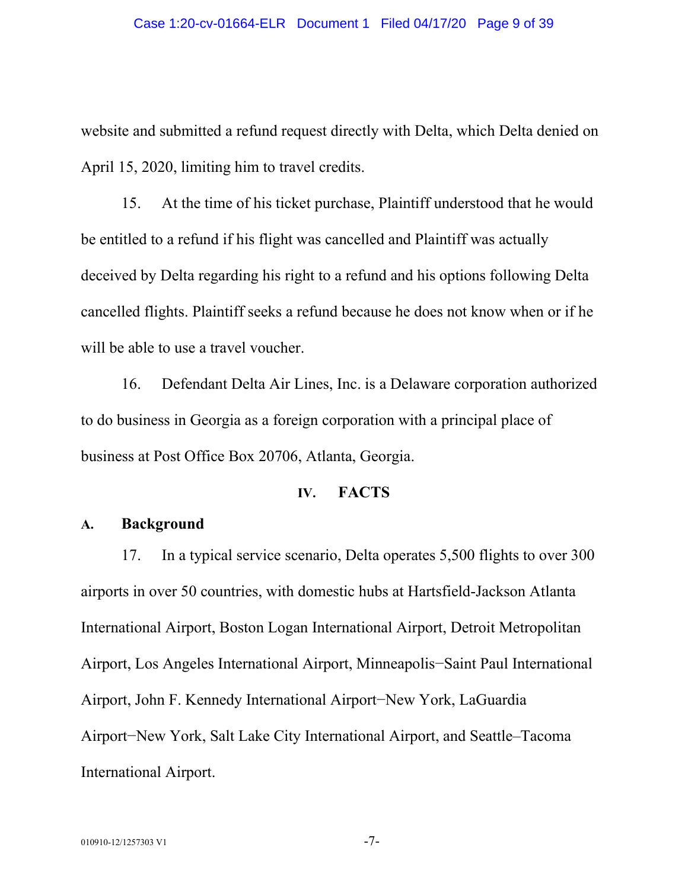website and submitted a refund request directly with Delta, which Delta denied on April 15, 2020, limiting him to travel credits.

15. At the time of his ticket purchase, Plaintiff understood that he would be entitled to a refund if his flight was cancelled and Plaintiff was actually deceived by Delta regarding his right to a refund and his options following Delta cancelled flights. Plaintiff seeks a refund because he does not know when or if he will be able to use a travel voucher.

16. Defendant Delta Air Lines, Inc. is a Delaware corporation authorized to do business in Georgia as a foreign corporation with a principal place of business at Post Office Box 20706, Atlanta, Georgia.

## IV. FACTS

### A. Background

17. In a typical service scenario, Delta operates 5,500 flights to over 300 airports in over 50 countries, with domestic hubs at Hartsfield-Jackson Atlanta International Airport, Boston Logan International Airport, Detroit Metropolitan Airport, Los Angeles International Airport, Minneapolis−Saint Paul International Airport, John F. Kennedy International Airport−New York, LaGuardia Airport−New York, Salt Lake City International Airport, and Seattle–Tacoma International Airport.

010910-12/1257303 V1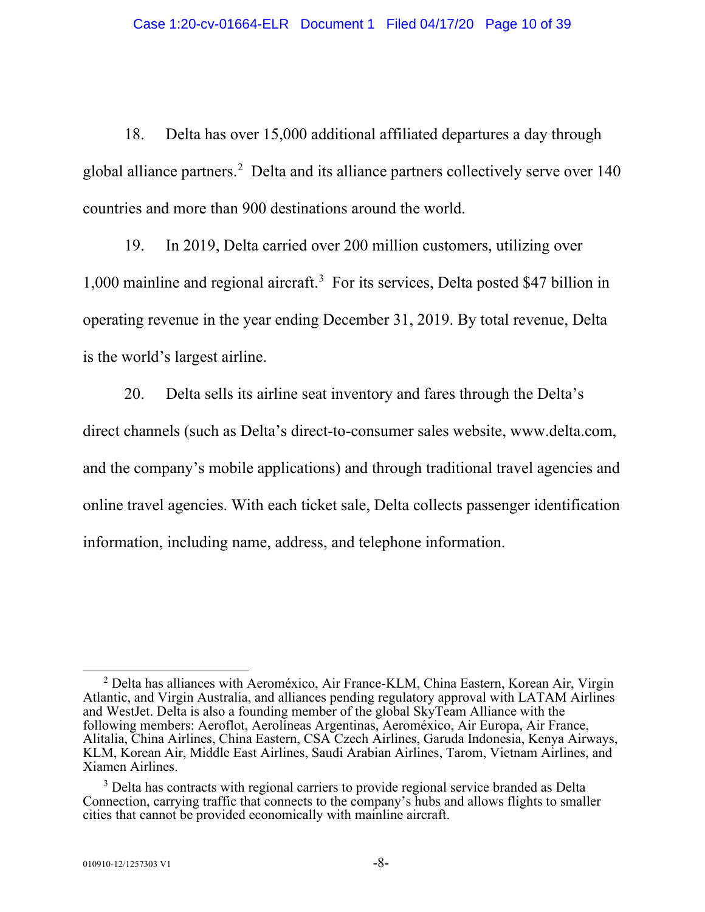18. Delta has over 15,000 additional affiliated departures a day through global alliance partners.[2] Delta and its alliance partners collectively serve over 140 countries and more than 900 destinations around the world.

19. In 2019, Delta carried over 200 million customers, utilizing over 1,000 mainline and regional aircraft.[3] For its services, Delta posted $47 billion in operating revenue in the year ending December 31, 2019. By total revenue, Delta is the world's largest airline.

20. Delta sells its airline seat inventory and fares through the Delta's direct channels (such as Delta's direct-to-consumer sales website, www.delta.com, and the company's mobile applications) and through traditional travel agencies and online travel agencies. With each ticket sale, Delta collects passenger identification information, including name, address, and telephone information.

---

[2] Delta has alliances with Aeroméxico, Air France-KLM, China Eastern, Korean Air, Virgin Atlantic, and Virgin Australia, and alliances pending regulatory approval with LATAM Airlines and WestJet. Delta is also a founding member of the global SkyTeam Alliance with the following members: Aeroflot, Aerolíneas Argentinas, Aeroméxico, Air Europa, Air France, Alitalia, China Airlines, China Eastern, CSA Czech Airlines, Garuda Indonesia, Kenya Airways, KLM, Korean Air, Middle East Airlines, Saudi Arabian Airlines, Tarom, Vietnam Airlines, and Xiamen Airlines.

[3] Delta has contracts with regional carriers to provide regional service branded as Delta Connection, carrying traffic that connects to the company's hubs and allows flights to smaller cities that cannot be provided economically with mainline aircraft.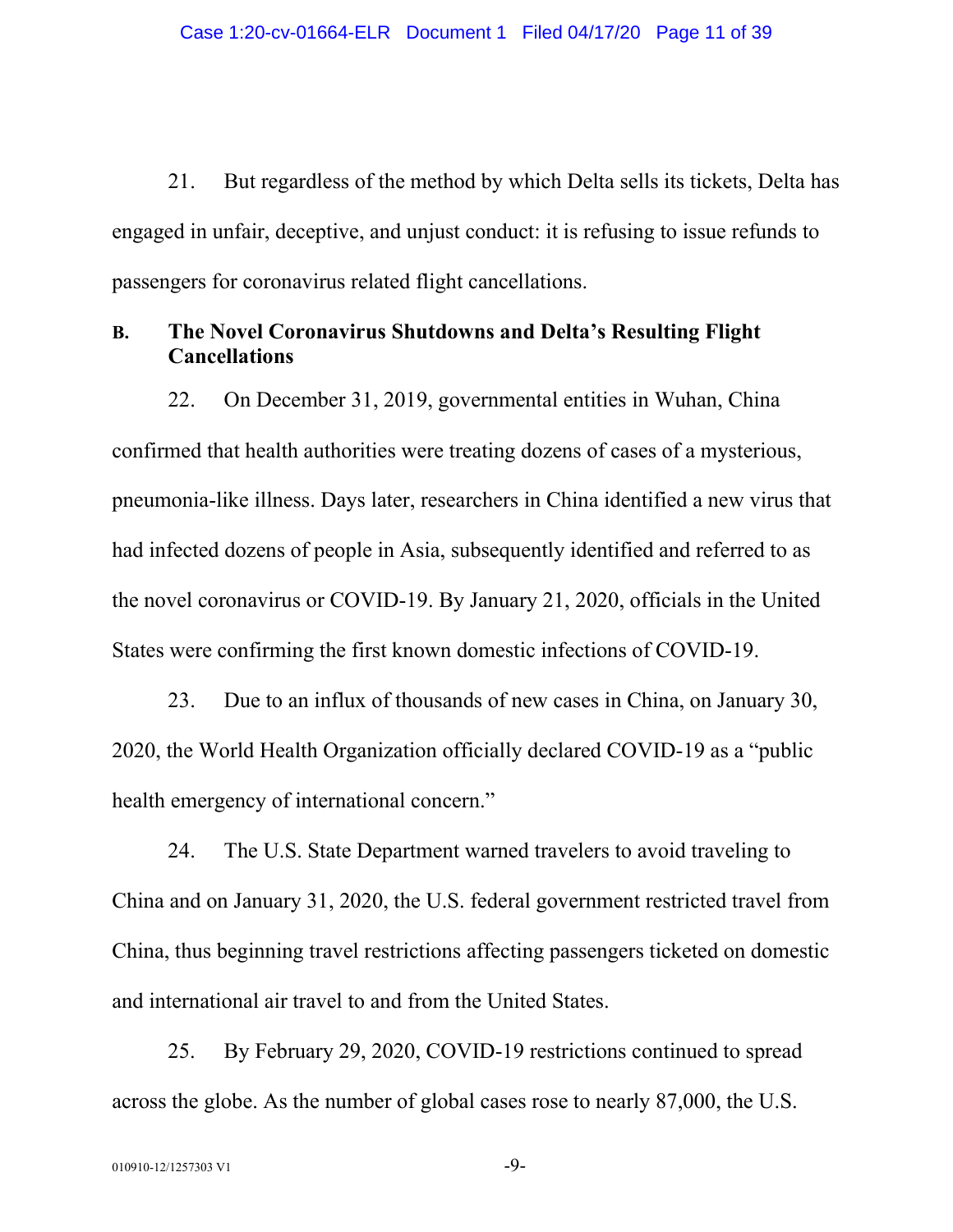21. But regardless of the method by which Delta sells its tickets, Delta has engaged in unfair, deceptive, and unjust conduct: it is refusing to issue refunds to passengers for coronavirus related flight cancellations.

### B. The Novel Coronavirus Shutdowns and Delta's Resulting Flight Cancellations

22. On December 31, 2019, governmental entities in Wuhan, China confirmed that health authorities were treating dozens of cases of a mysterious, pneumonia-like illness. Days later, researchers in China identified a new virus that had infected dozens of people in Asia, subsequently identified and referred to as the novel coronavirus or COVID-19. By January 21, 2020, officials in the United States were confirming the first known domestic infections of COVID-19.

23. Due to an influx of thousands of new cases in China, on January 30, 2020, the World Health Organization officially declared COVID-19 as a "public health emergency of international concern."

24. The U.S. State Department warned travelers to avoid traveling to China and on January 31, 2020, the U.S. federal government restricted travel from China, thus beginning travel restrictions affecting passengers ticketed on domestic and international air travel to and from the United States.

25. By February 29, 2020, COVID-19 restrictions continued to spread across the globe. As the number of global cases rose to nearly 87,000, the U.S.

010910-12/1257303 V1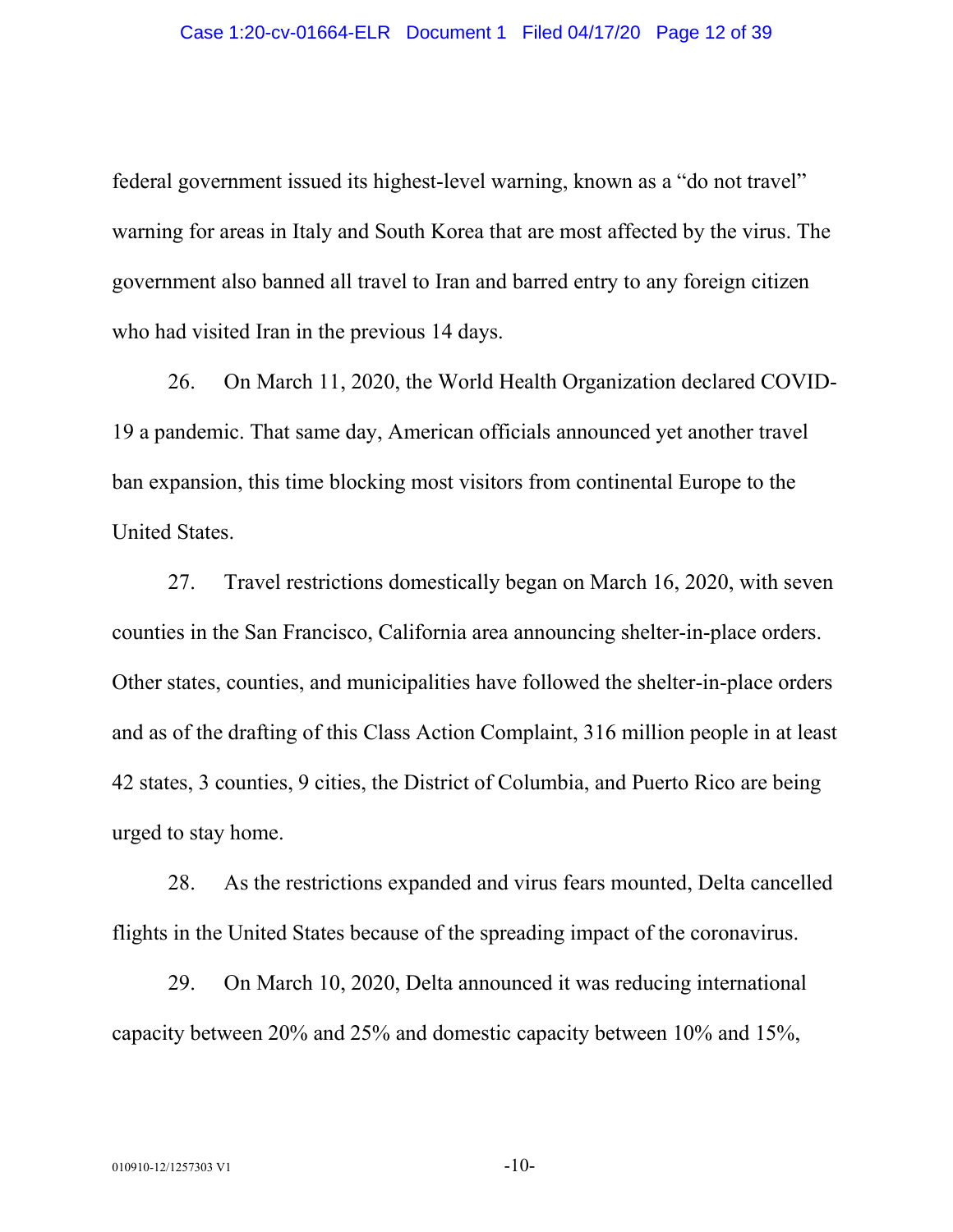federal government issued its highest-level warning, known as a "do not travel" warning for areas in Italy and South Korea that are most affected by the virus. The government also banned all travel to Iran and barred entry to any foreign citizen who had visited Iran in the previous 14 days.

26. On March 11, 2020, the World Health Organization declared COVID-19 a pandemic. That same day, American officials announced yet another travel ban expansion, this time blocking most visitors from continental Europe to the United States.

27. Travel restrictions domestically began on March 16, 2020, with seven counties in the San Francisco, California area announcing shelter-in-place orders. Other states, counties, and municipalities have followed the shelter-in-place orders and as of the drafting of this Class Action Complaint, 316 million people in at least 42 states, 3 counties, 9 cities, the District of Columbia, and Puerto Rico are being urged to stay home.

28. As the restrictions expanded and virus fears mounted, Delta cancelled flights in the United States because of the spreading impact of the coronavirus.

29. On March 10, 2020, Delta announced it was reducing international capacity between 20% and 25% and domestic capacity between 10% and 15%,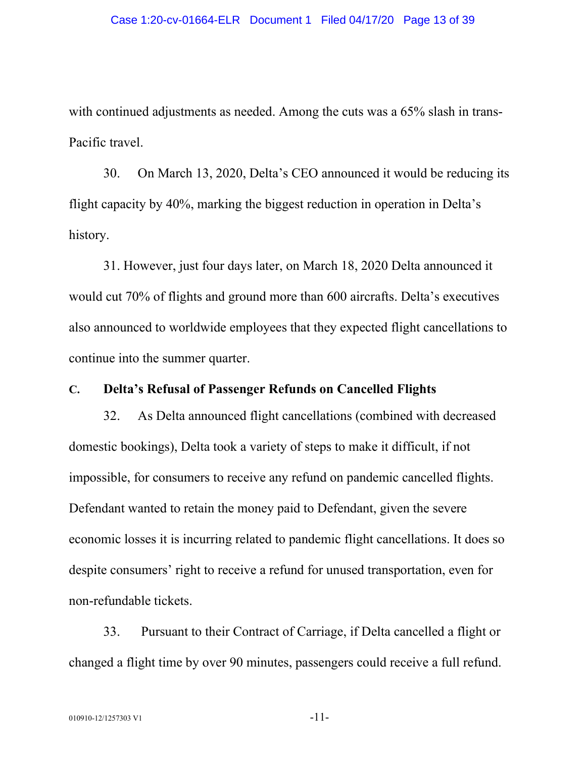with continued adjustments as needed. Among the cuts was a 65% slash in trans-Pacific travel.

30. On March 13, 2020, Delta's CEO announced it would be reducing its flight capacity by 40%, marking the biggest reduction in operation in Delta's history.

31. However, just four days later, on March 18, 2020 Delta announced it would cut 70% of flights and ground more than 600 aircrafts. Delta's executives also announced to worldwide employees that they expected flight cancellations to continue into the summer quarter.

### C. Delta's Refusal of Passenger Refunds on Cancelled Flights

32. As Delta announced flight cancellations (combined with decreased domestic bookings), Delta took a variety of steps to make it difficult, if not impossible, for consumers to receive any refund on pandemic cancelled flights. Defendant wanted to retain the money paid to Defendant, given the severe economic losses it is incurring related to pandemic flight cancellations. It does so despite consumers' right to receive a refund for unused transportation, even for non-refundable tickets.

33. Pursuant to their Contract of Carriage, if Delta cancelled a flight or changed a flight time by over 90 minutes, passengers could receive a full refund.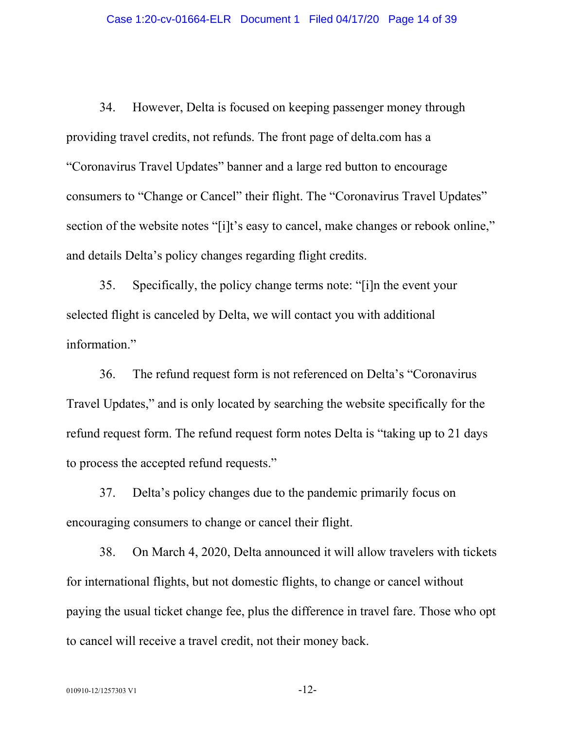34. However, Delta is focused on keeping passenger money through providing travel credits, not refunds. The front page of delta.com has a "Coronavirus Travel Updates" banner and a large red button to encourage consumers to "Change or Cancel" their flight. The "Coronavirus Travel Updates" section of the website notes "[i]t's easy to cancel, make changes or rebook online," and details Delta's policy changes regarding flight credits.

35. Specifically, the policy change terms note: "[i]n the event your selected flight is canceled by Delta, we will contact you with additional information."

36. The refund request form is not referenced on Delta's "Coronavirus Travel Updates," and is only located by searching the website specifically for the refund request form. The refund request form notes Delta is "taking up to 21 days to process the accepted refund requests."

37. Delta's policy changes due to the pandemic primarily focus on encouraging consumers to change or cancel their flight.

38. On March 4, 2020, Delta announced it will allow travelers with tickets for international flights, but not domestic flights, to change or cancel without paying the usual ticket change fee, plus the difference in travel fare. Those who opt to cancel will receive a travel credit, not their money back.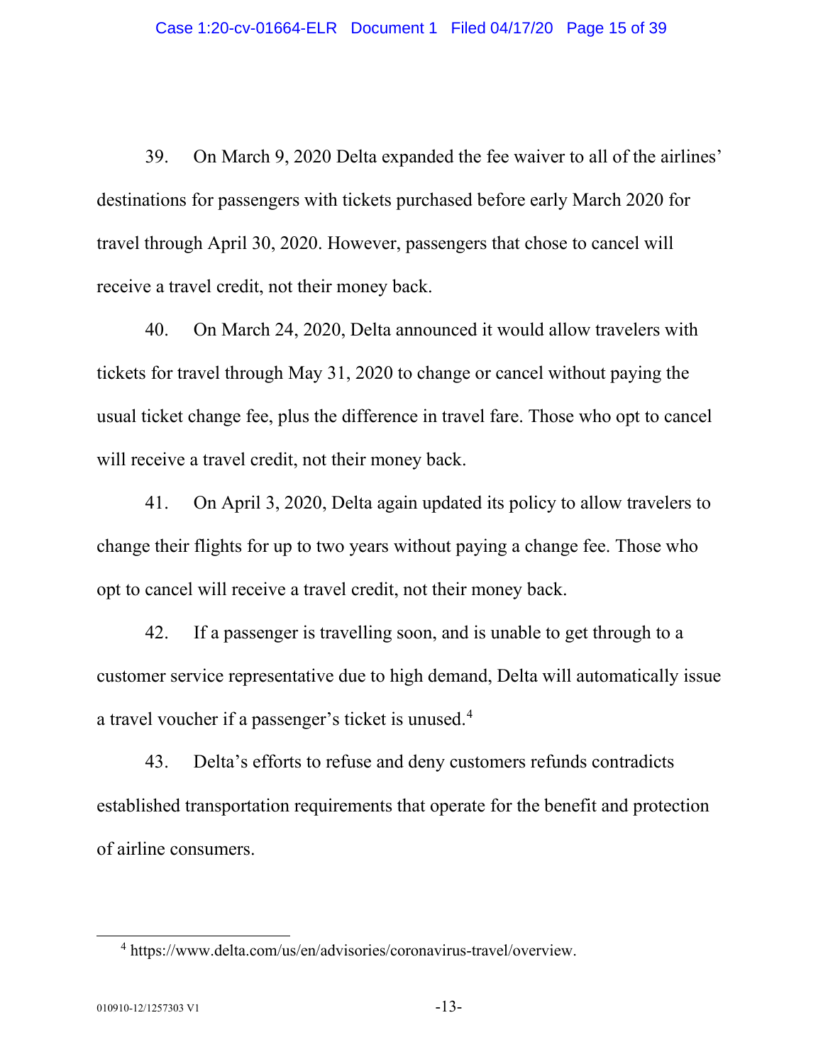39. On March 9, 2020 Delta expanded the fee waiver to all of the airlines' destinations for passengers with tickets purchased before early March 2020 for travel through April 30, 2020. However, passengers that chose to cancel will receive a travel credit, not their money back.

40. On March 24, 2020, Delta announced it would allow travelers with tickets for travel through May 31, 2020 to change or cancel without paying the usual ticket change fee, plus the difference in travel fare. Those who opt to cancel will receive a travel credit, not their money back.

41. On April 3, 2020, Delta again updated its policy to allow travelers to change their flights for up to two years without paying a change fee. Those who opt to cancel will receive a travel credit, not their money back.

42. If a passenger is travelling soon, and is unable to get through to a customer service representative due to high demand, Delta will automatically issue a travel voucher if a passenger's ticket is unused.[4]

43. Delta's efforts to refuse and deny customers refunds contradicts established transportation requirements that operate for the benefit and protection of airline consumers.

---

[4] https://www.delta.com/us/en/advisories/coronavirus-travel/overview.

010910-12/1257303 V1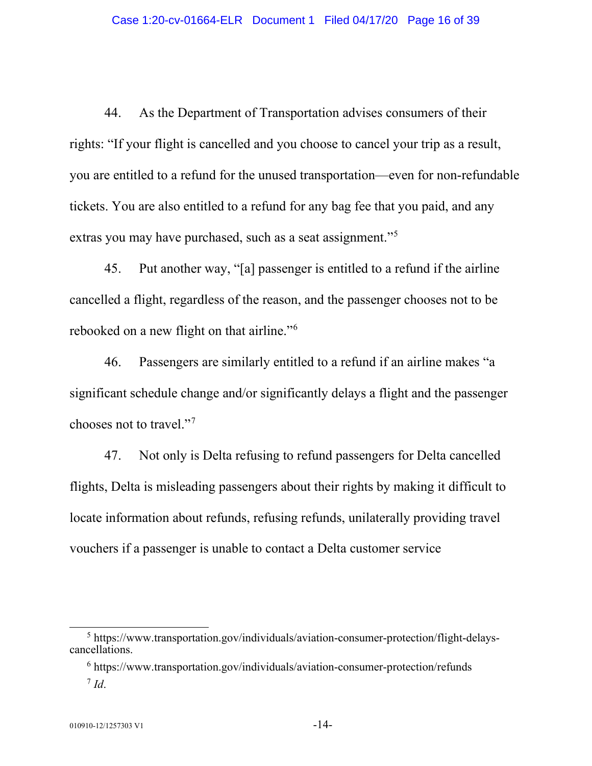44. As the Department of Transportation advises consumers of their rights: "If your flight is cancelled and you choose to cancel your trip as a result, you are entitled to a refund for the unused transportation—even for non-refundable tickets. You are also entitled to a refund for any bag fee that you paid, and any extras you may have purchased, such as a seat assignment."[5]

45. Put another way, "[a] passenger is entitled to a refund if the airline cancelled a flight, regardless of the reason, and the passenger chooses not to be rebooked on a new flight on that airline."[6]

46. Passengers are similarly entitled to a refund if an airline makes "a significant schedule change and/or significantly delays a flight and the passenger chooses not to travel."[7]

47. Not only is Delta refusing to refund passengers for Delta cancelled flights, Delta is misleading passengers about their rights by making it difficult to locate information about refunds, refusing refunds, unilaterally providing travel vouchers if a passenger is unable to contact a Delta customer service

---

[5] https://www.transportation.gov/individuals/aviation-consumer-protection/flight-delays-cancellations.

[6] https://www.transportation.gov/individuals/aviation-consumer-protection/refunds

[7] *Id*.

010910-12/1257303 V1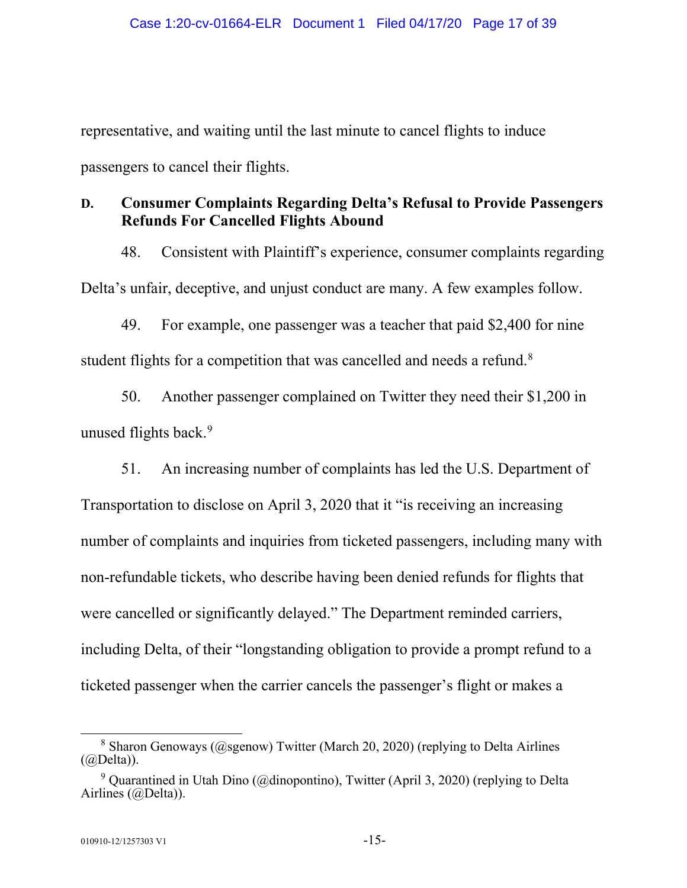representative, and waiting until the last minute to cancel flights to induce passengers to cancel their flights.

### D. Consumer Complaints Regarding Delta's Refusal to Provide Passengers Refunds For Cancelled Flights Abound

48. Consistent with Plaintiff's experience, consumer complaints regarding Delta's unfair, deceptive, and unjust conduct are many. A few examples follow.

49. For example, one passenger was a teacher that paid $2,400 for nine student flights for a competition that was cancelled and needs a refund.[8]

50. Another passenger complained on Twitter they need their $1,200 in unused flights back.[9]

51. An increasing number of complaints has led the U.S. Department of Transportation to disclose on April 3, 2020 that it "is receiving an increasing number of complaints and inquiries from ticketed passengers, including many with non-refundable tickets, who describe having been denied refunds for flights that were cancelled or significantly delayed." The Department reminded carriers, including Delta, of their "longstanding obligation to provide a prompt refund to a ticketed passenger when the carrier cancels the passenger's flight or makes a

---

[8] Sharon Genoways (@sgenow) Twitter (March 20, 2020) (replying to Delta Airlines (@Delta)).

[9] Quarantined in Utah Dino (@dinopontino), Twitter (April 3, 2020) (replying to Delta Airlines (@Delta)).

010910-12/1257303 V1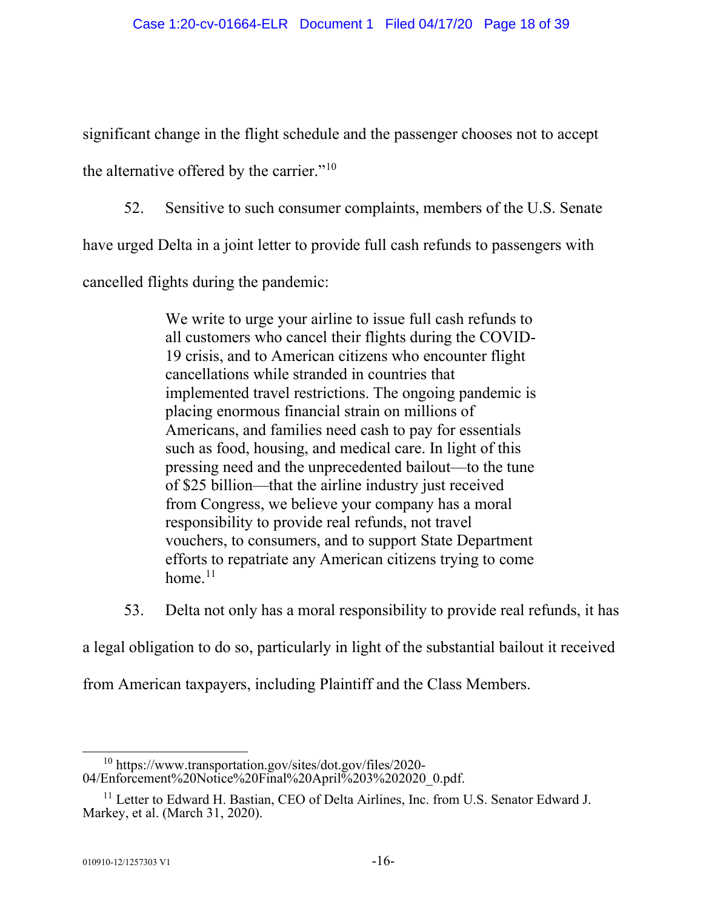significant change in the flight schedule and the passenger chooses not to accept the alternative offered by the carrier."[10]

52. Sensitive to such consumer complaints, members of the U.S. Senate have urged Delta in a joint letter to provide full cash refunds to passengers with cancelled flights during the pandemic:

> We write to urge your airline to issue full cash refunds to all customers who cancel their flights during the COVID-19 crisis, and to American citizens who encounter flight cancellations while stranded in countries that implemented travel restrictions. The ongoing pandemic is placing enormous financial strain on millions of Americans, and families need cash to pay for essentials such as food, housing, and medical care. In light of this pressing need and the unprecedented bailout—to the tune of $25 billion—that the airline industry just received from Congress, we believe your company has a moral responsibility to provide real refunds, not travel vouchers, to consumers, and to support State Department efforts to repatriate any American citizens trying to come home.[11]

53. Delta not only has a moral responsibility to provide real refunds, it has a legal obligation to do so, particularly in light of the substantial bailout it received from American taxpayers, including Plaintiff and the Class Members.

---

[10] https://www.transportation.gov/sites/dot.gov/files/2020-04/Enforcement%20Notice%20Final%20April%203%202020_0.pdf.

[11] Letter to Edward H. Bastian, CEO of Delta Airlines, Inc. from U.S. Senator Edward J. Markey, et al. (March 31, 2020).

010910-12/1257303 V1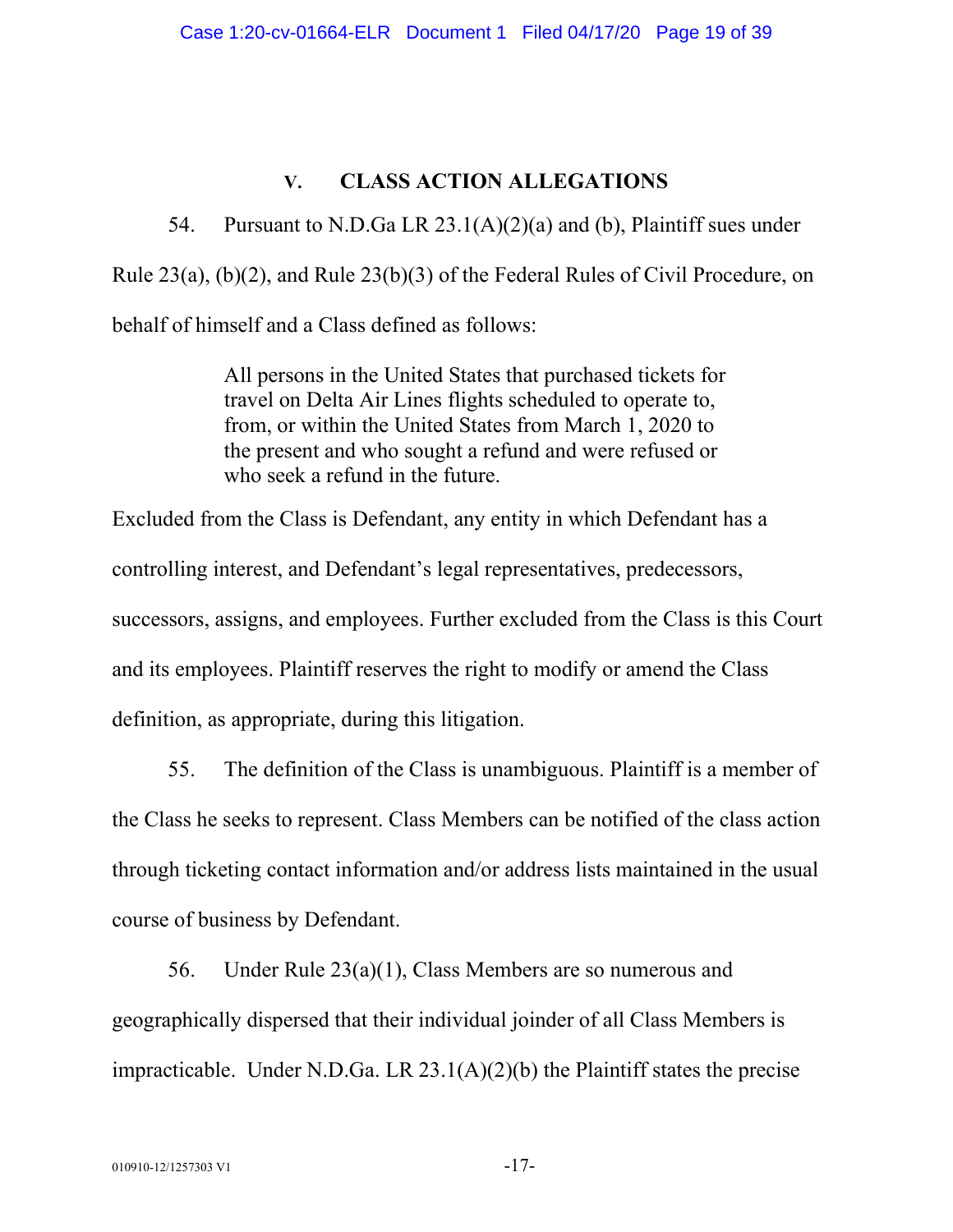## V. CLASS ACTION ALLEGATIONS

54. Pursuant to N.D.Ga LR 23.1(A)(2)(a) and (b), Plaintiff sues under Rule 23(a), (b)(2), and Rule 23(b)(3) of the Federal Rules of Civil Procedure, on behalf of himself and a Class defined as follows:

> All persons in the United States that purchased tickets for travel on Delta Air Lines flights scheduled to operate to, from, or within the United States from March 1, 2020 to the present and who sought a refund and were refused or who seek a refund in the future.

Excluded from the Class is Defendant, any entity in which Defendant has a controlling interest, and Defendant's legal representatives, predecessors, successors, assigns, and employees. Further excluded from the Class is this Court and its employees. Plaintiff reserves the right to modify or amend the Class definition, as appropriate, during this litigation.

55. The definition of the Class is unambiguous. Plaintiff is a member of the Class he seeks to represent. Class Members can be notified of the class action through ticketing contact information and/or address lists maintained in the usual course of business by Defendant.

56. Under Rule 23(a)(1), Class Members are so numerous and geographically dispersed that their individual joinder of all Class Members is impracticable. Under N.D.Ga. LR 23.1(A)(2)(b) the Plaintiff states the precise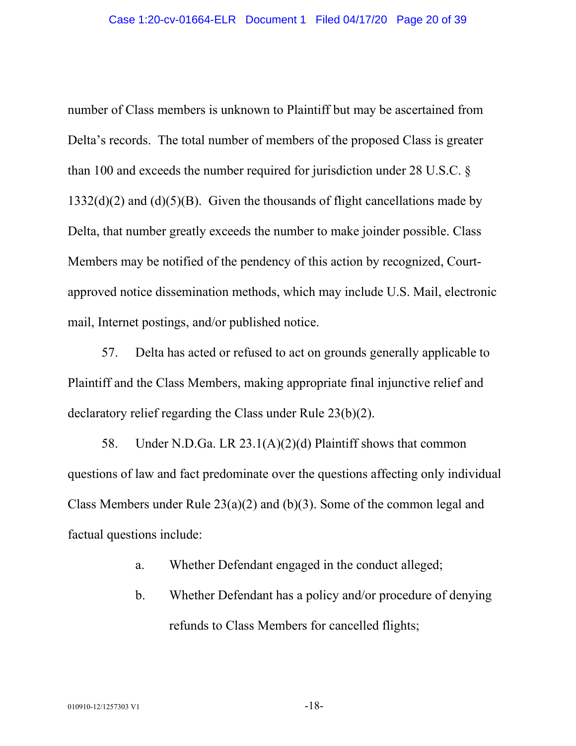number of Class members is unknown to Plaintiff but may be ascertained from Delta's records. The total number of members of the proposed Class is greater than 100 and exceeds the number required for jurisdiction under 28 U.S.C. § 1332(d)(2) and (d)(5)(B). Given the thousands of flight cancellations made by Delta, that number greatly exceeds the number to make joinder possible. Class Members may be notified of the pendency of this action by recognized, Court-approved notice dissemination methods, which may include U.S. Mail, electronic mail, Internet postings, and/or published notice.

57. Delta has acted or refused to act on grounds generally applicable to Plaintiff and the Class Members, making appropriate final injunctive relief and declaratory relief regarding the Class under Rule 23(b)(2).

58. Under N.D.Ga. LR 23.1(A)(2)(d) Plaintiff shows that common questions of law and fact predominate over the questions affecting only individual Class Members under Rule 23(a)(2) and (b)(3). Some of the common legal and factual questions include:

a. Whether Defendant engaged in the conduct alleged;

b. Whether Defendant has a policy and/or procedure of denying refunds to Class Members for cancelled flights;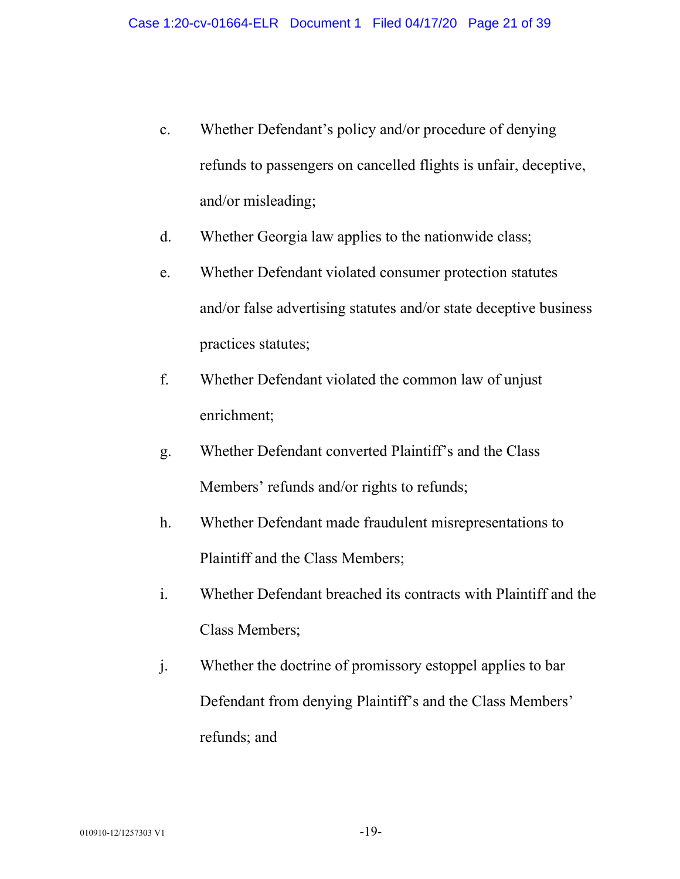c. Whether Defendant's policy and/or procedure of denying refunds to passengers on cancelled flights is unfair, deceptive, and/or misleading;

d. Whether Georgia law applies to the nationwide class;

e. Whether Defendant violated consumer protection statutes and/or false advertising statutes and/or state deceptive business practices statutes;

f. Whether Defendant violated the common law of unjust enrichment;

g. Whether Defendant converted Plaintiff's and the Class Members' refunds and/or rights to refunds;

h. Whether Defendant made fraudulent misrepresentations to Plaintiff and the Class Members;

i. Whether Defendant breached its contracts with Plaintiff and the Class Members;

j. Whether the doctrine of promissory estoppel applies to bar Defendant from denying Plaintiff's and the Class Members' refunds; and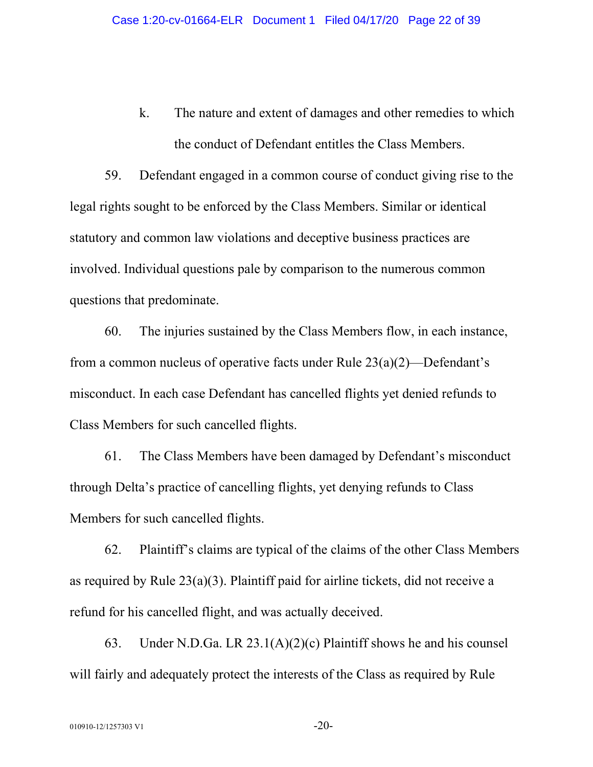k. The nature and extent of damages and other remedies to which the conduct of Defendant entitles the Class Members.

59. Defendant engaged in a common course of conduct giving rise to the legal rights sought to be enforced by the Class Members. Similar or identical statutory and common law violations and deceptive business practices are involved. Individual questions pale by comparison to the numerous common questions that predominate.

60. The injuries sustained by the Class Members flow, in each instance, from a common nucleus of operative facts under Rule 23(a)(2)—Defendant's misconduct. In each case Defendant has cancelled flights yet denied refunds to Class Members for such cancelled flights.

61. The Class Members have been damaged by Defendant's misconduct through Delta's practice of cancelling flights, yet denying refunds to Class Members for such cancelled flights.

62. Plaintiff's claims are typical of the claims of the other Class Members as required by Rule 23(a)(3). Plaintiff paid for airline tickets, did not receive a refund for his cancelled flight, and was actually deceived.

63. Under N.D.Ga. LR 23.1(A)(2)(c) Plaintiff shows he and his counsel will fairly and adequately protect the interests of the Class as required by Rule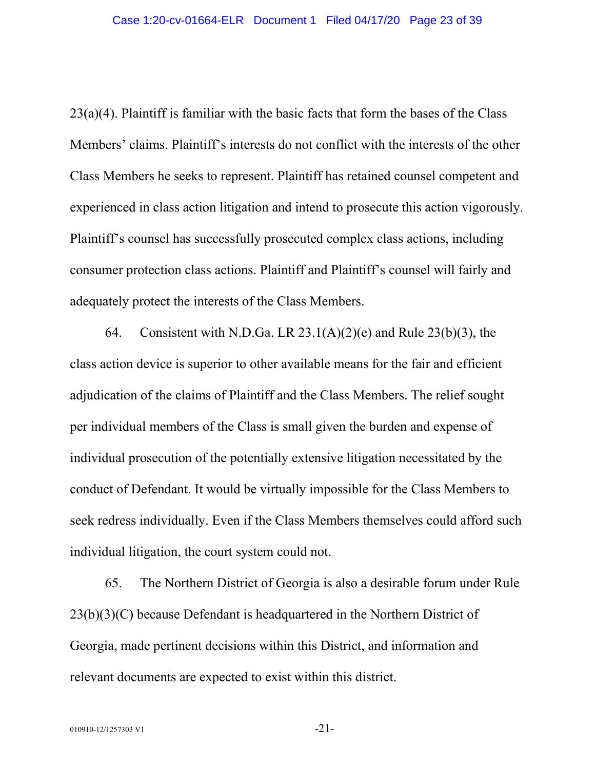23(a)(4). Plaintiff is familiar with the basic facts that form the bases of the Class Members' claims. Plaintiff's interests do not conflict with the interests of the other Class Members he seeks to represent. Plaintiff has retained counsel competent and experienced in class action litigation and intend to prosecute this action vigorously. Plaintiff's counsel has successfully prosecuted complex class actions, including consumer protection class actions. Plaintiff and Plaintiff's counsel will fairly and adequately protect the interests of the Class Members.

64. Consistent with N.D.Ga. LR 23.1(A)(2)(e) and Rule 23(b)(3), the class action device is superior to other available means for the fair and efficient adjudication of the claims of Plaintiff and the Class Members. The relief sought per individual members of the Class is small given the burden and expense of individual prosecution of the potentially extensive litigation necessitated by the conduct of Defendant. It would be virtually impossible for the Class Members to seek redress individually. Even if the Class Members themselves could afford such individual litigation, the court system could not.

65. The Northern District of Georgia is also a desirable forum under Rule 23(b)(3)(C) because Defendant is headquartered in the Northern District of Georgia, made pertinent decisions within this District, and information and relevant documents are expected to exist within this district.

010910-12/1257303 V1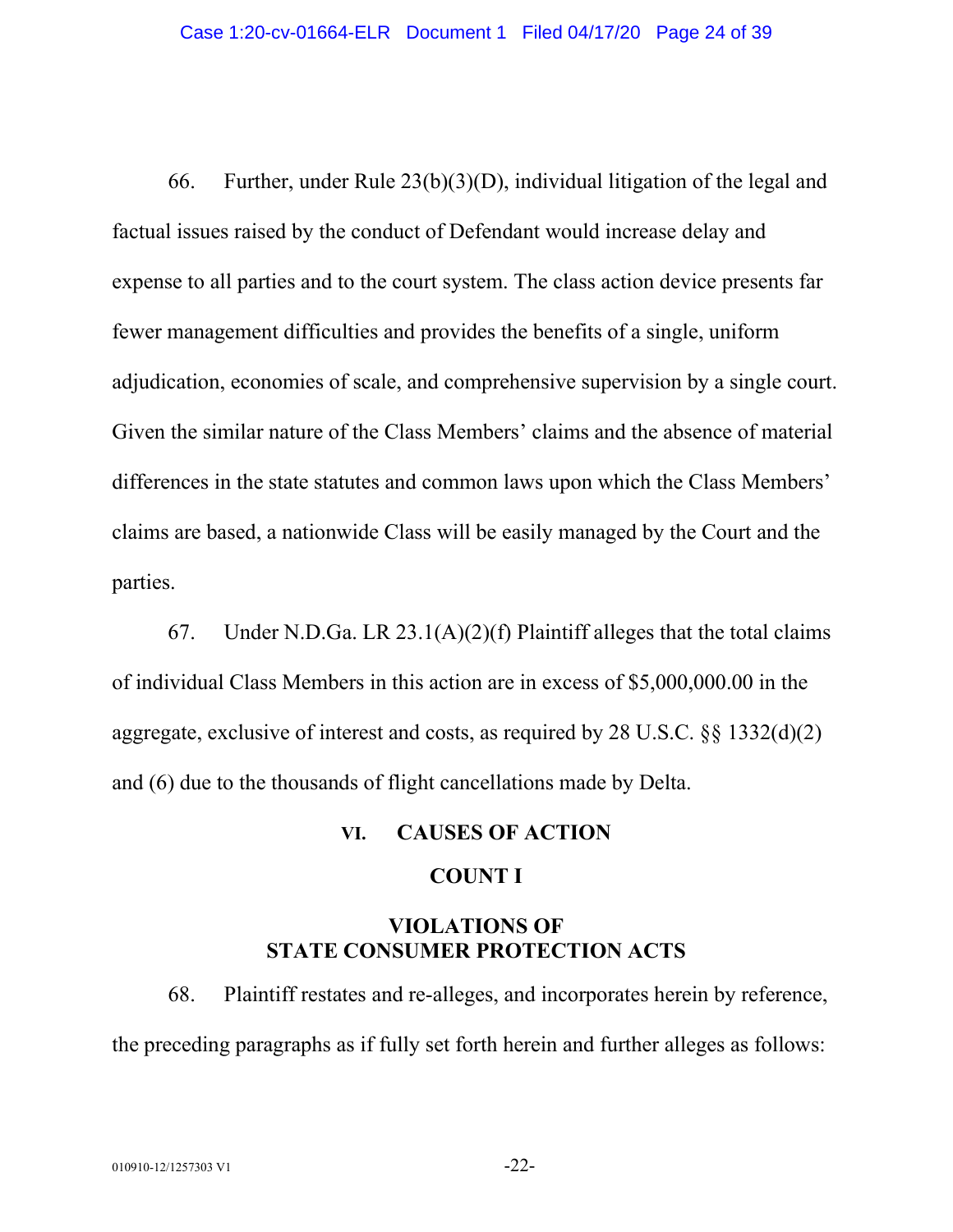66. Further, under Rule 23(b)(3)(D), individual litigation of the legal and factual issues raised by the conduct of Defendant would increase delay and expense to all parties and to the court system. The class action device presents far fewer management difficulties and provides the benefits of a single, uniform adjudication, economies of scale, and comprehensive supervision by a single court. Given the similar nature of the Class Members' claims and the absence of material differences in the state statutes and common laws upon which the Class Members' claims are based, a nationwide Class will be easily managed by the Court and the parties.

67. Under N.D.Ga. LR 23.1(A)(2)(f) Plaintiff alleges that the total claims of individual Class Members in this action are in excess of $5,000,000.00 in the aggregate, exclusive of interest and costs, as required by 28 U.S.C. §§ 1332(d)(2) and (6) due to the thousands of flight cancellations made by Delta.

## VI. CAUSES OF ACTION

### COUNT I

### VIOLATIONS OF STATE CONSUMER PROTECTION ACTS

68. Plaintiff restates and re-alleges, and incorporates herein by reference, the preceding paragraphs as if fully set forth herein and further alleges as follows: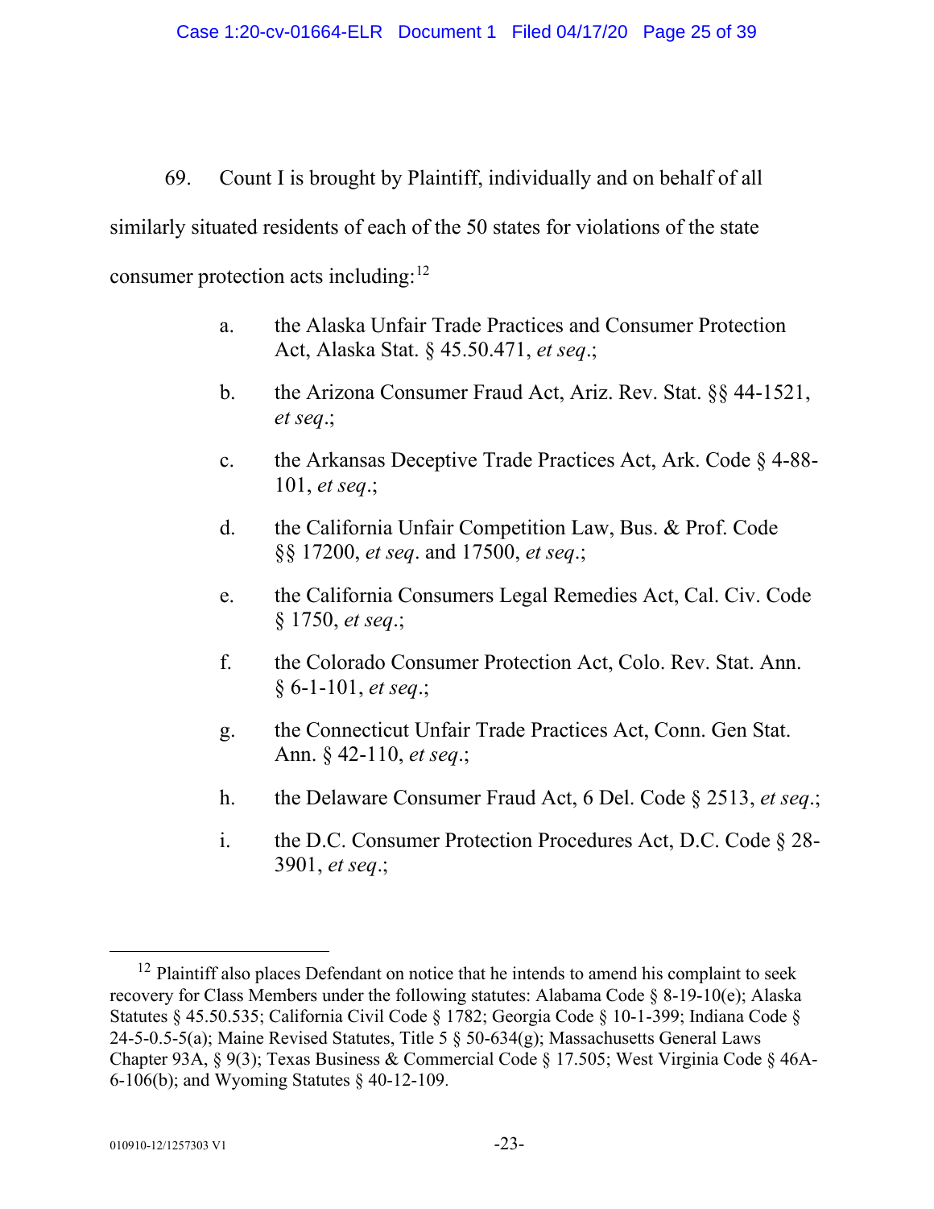69. Count I is brought by Plaintiff, individually and on behalf of all similarly situated residents of each of the 50 states for violations of the state consumer protection acts including:[12]

a. the Alaska Unfair Trade Practices and Consumer Protection Act, Alaska Stat. § 45.50.471, *et seq*.;

b. the Arizona Consumer Fraud Act, Ariz. Rev. Stat. §§ 44-1521, *et seq*.;

c. the Arkansas Deceptive Trade Practices Act, Ark. Code § 4-88-101, *et seq*.;

d. the California Unfair Competition Law, Bus. & Prof. Code §§ 17200, *et seq*. and 17500, *et seq*.;

e. the California Consumers Legal Remedies Act, Cal. Civ. Code § 1750, *et seq*.;

f. the Colorado Consumer Protection Act, Colo. Rev. Stat. Ann. § 6-1-101, *et seq*.;

g. the Connecticut Unfair Trade Practices Act, Conn. Gen Stat. Ann. § 42-110, *et seq*.;

h. the Delaware Consumer Fraud Act, 6 Del. Code § 2513, *et seq*.;

i. the D.C. Consumer Protection Procedures Act, D.C. Code § 28-3901, *et seq*.;

---

[12] Plaintiff also places Defendant on notice that he intends to amend his complaint to seek recovery for Class Members under the following statutes: Alabama Code § 8-19-10(e); Alaska Statutes § 45.50.535; California Civil Code § 1782; Georgia Code § 10-1-399; Indiana Code § 24-5-0.5-5(a); Maine Revised Statutes, Title 5 § 50-634(g); Massachusetts General Laws Chapter 93A, § 9(3); Texas Business & Commercial Code § 17.505; West Virginia Code § 46A-6-106(b); and Wyoming Statutes § 40-12-109.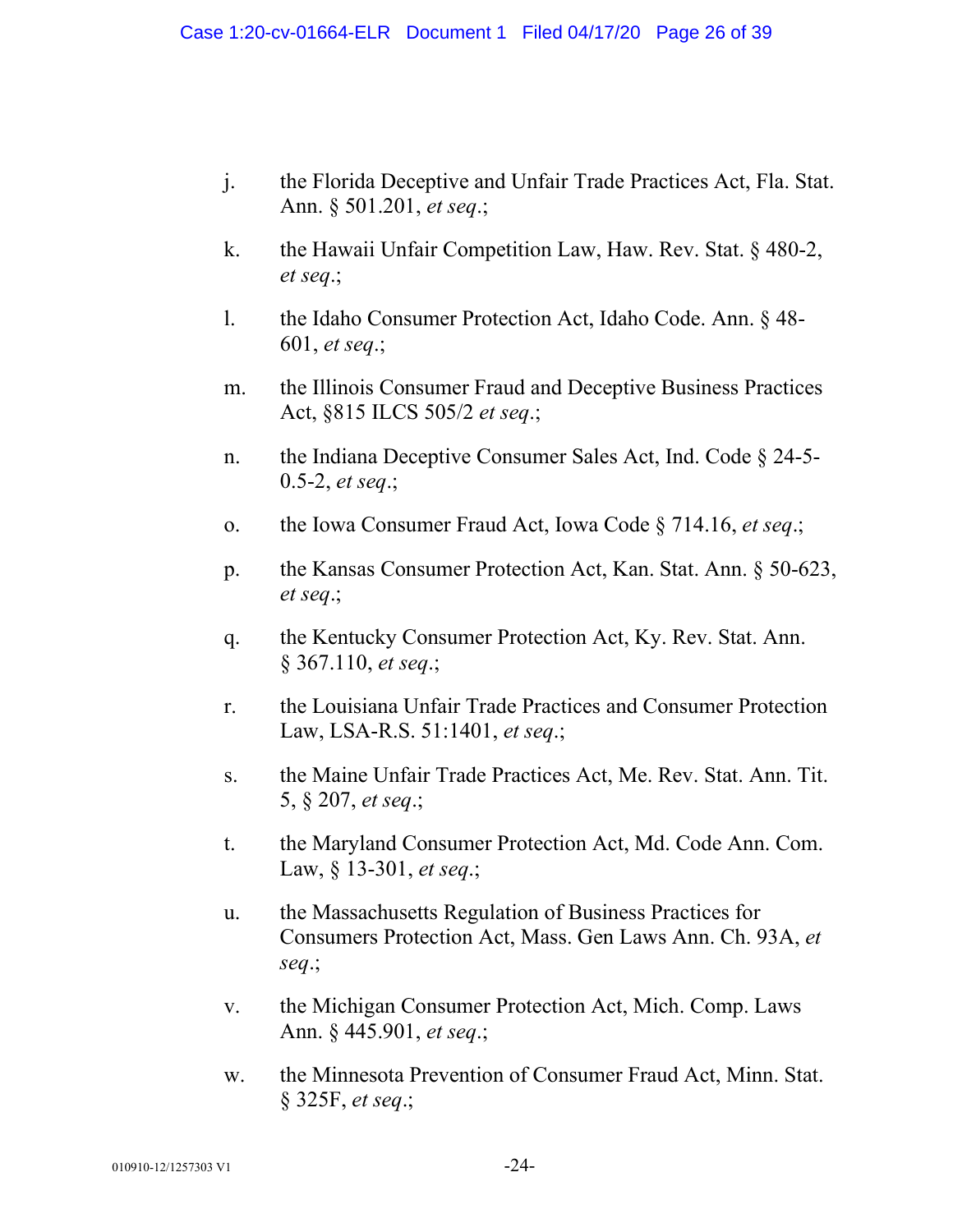j. the Florida Deceptive and Unfair Trade Practices Act, Fla. Stat. Ann. § 501.201, *et seq*.;

k. the Hawaii Unfair Competition Law, Haw. Rev. Stat. § 480-2, *et seq*.;

l. the Idaho Consumer Protection Act, Idaho Code. Ann. § 48-601, *et seq*.;

m. the Illinois Consumer Fraud and Deceptive Business Practices Act, §815 ILCS 505/2 *et seq*.;

n. the Indiana Deceptive Consumer Sales Act, Ind. Code § 24-5-0.5-2, *et seq*.;

o. the Iowa Consumer Fraud Act, Iowa Code § 714.16, *et seq*.;

p. the Kansas Consumer Protection Act, Kan. Stat. Ann. § 50-623, *et seq*.;

q. the Kentucky Consumer Protection Act, Ky. Rev. Stat. Ann. § 367.110, *et seq*.;

r. the Louisiana Unfair Trade Practices and Consumer Protection Law, LSA-R.S. 51:1401, *et seq*.;

s. the Maine Unfair Trade Practices Act, Me. Rev. Stat. Ann. Tit. 5, § 207, *et seq*.;

t. the Maryland Consumer Protection Act, Md. Code Ann. Com. Law, § 13-301, *et seq*.;

u. the Massachusetts Regulation of Business Practices for Consumers Protection Act, Mass. Gen Laws Ann. Ch. 93A, *et seq*.;

v. the Michigan Consumer Protection Act, Mich. Comp. Laws Ann. § 445.901, *et seq*.;

w. the Minnesota Prevention of Consumer Fraud Act, Minn. Stat. § 325F, *et seq*.;

010910-12/1257303 V1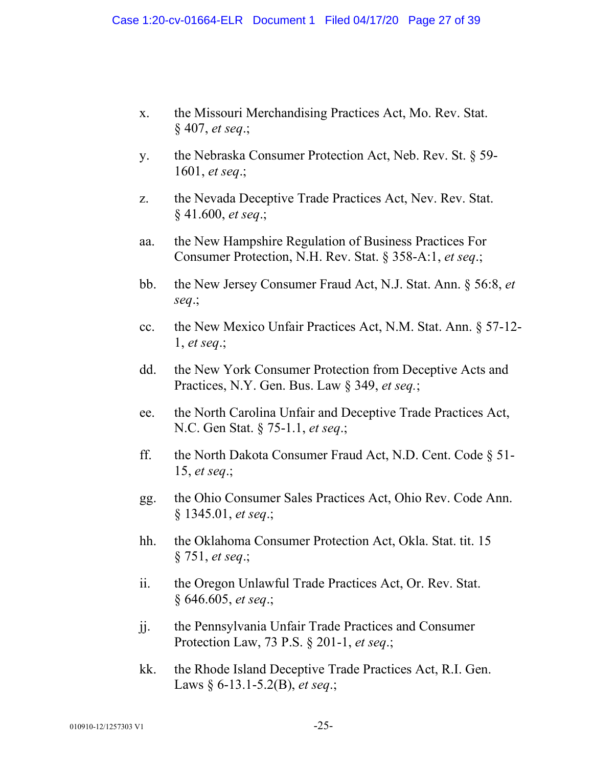x. the Missouri Merchandising Practices Act, Mo. Rev. Stat. § 407, *et seq*.;

y. the Nebraska Consumer Protection Act, Neb. Rev. St. § 59-1601, *et seq*.;

z. the Nevada Deceptive Trade Practices Act, Nev. Rev. Stat. § 41.600, *et seq*.;

aa. the New Hampshire Regulation of Business Practices For Consumer Protection, N.H. Rev. Stat. § 358-A:1, *et seq*.;

bb. the New Jersey Consumer Fraud Act, N.J. Stat. Ann. § 56:8, *et seq*.;

cc. the New Mexico Unfair Practices Act, N.M. Stat. Ann. § 57-12-1, *et seq*.;

dd. the New York Consumer Protection from Deceptive Acts and Practices, N.Y. Gen. Bus. Law § 349, *et seq.*;

ee. the North Carolina Unfair and Deceptive Trade Practices Act, N.C. Gen Stat. § 75-1.1, *et seq*.;

ff. the North Dakota Consumer Fraud Act, N.D. Cent. Code § 51-15, *et seq*.;

gg. the Ohio Consumer Sales Practices Act, Ohio Rev. Code Ann. § 1345.01, *et seq*.;

hh. the Oklahoma Consumer Protection Act, Okla. Stat. tit. 15 § 751, *et seq*.;

ii. the Oregon Unlawful Trade Practices Act, Or. Rev. Stat. § 646.605, *et seq*.;

jj. the Pennsylvania Unfair Trade Practices and Consumer Protection Law, 73 P.S. § 201-1, *et seq*.;

kk. the Rhode Island Deceptive Trade Practices Act, R.I. Gen. Laws § 6-13.1-5.2(B), *et seq*.;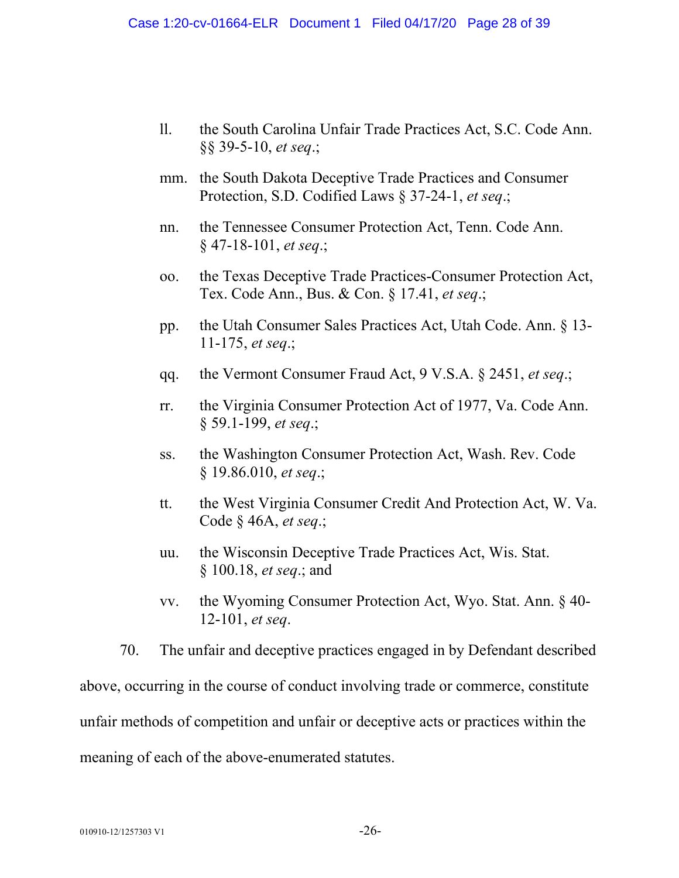ll. the South Carolina Unfair Trade Practices Act, S.C. Code Ann. §§ 39-5-10, *et seq*.;

mm. the South Dakota Deceptive Trade Practices and Consumer Protection, S.D. Codified Laws § 37-24-1, *et seq*.;

nn. the Tennessee Consumer Protection Act, Tenn. Code Ann. § 47-18-101, *et seq*.;

oo. the Texas Deceptive Trade Practices-Consumer Protection Act, Tex. Code Ann., Bus. & Con. § 17.41, *et seq*.;

pp. the Utah Consumer Sales Practices Act, Utah Code. Ann. § 13-11-175, *et seq*.;

qq. the Vermont Consumer Fraud Act, 9 V.S.A. § 2451, *et seq*.;

rr. the Virginia Consumer Protection Act of 1977, Va. Code Ann. § 59.1-199, *et seq*.;

ss. the Washington Consumer Protection Act, Wash. Rev. Code § 19.86.010, *et seq*.;

tt. the West Virginia Consumer Credit And Protection Act, W. Va. Code § 46A, *et seq*.;

uu. the Wisconsin Deceptive Trade Practices Act, Wis. Stat. § 100.18, *et seq*.; and

vv. the Wyoming Consumer Protection Act, Wyo. Stat. Ann. § 40-12-101, *et seq*.

70. The unfair and deceptive practices engaged in by Defendant described above, occurring in the course of conduct involving trade or commerce, constitute unfair methods of competition and unfair or deceptive acts or practices within the meaning of each of the above-enumerated statutes.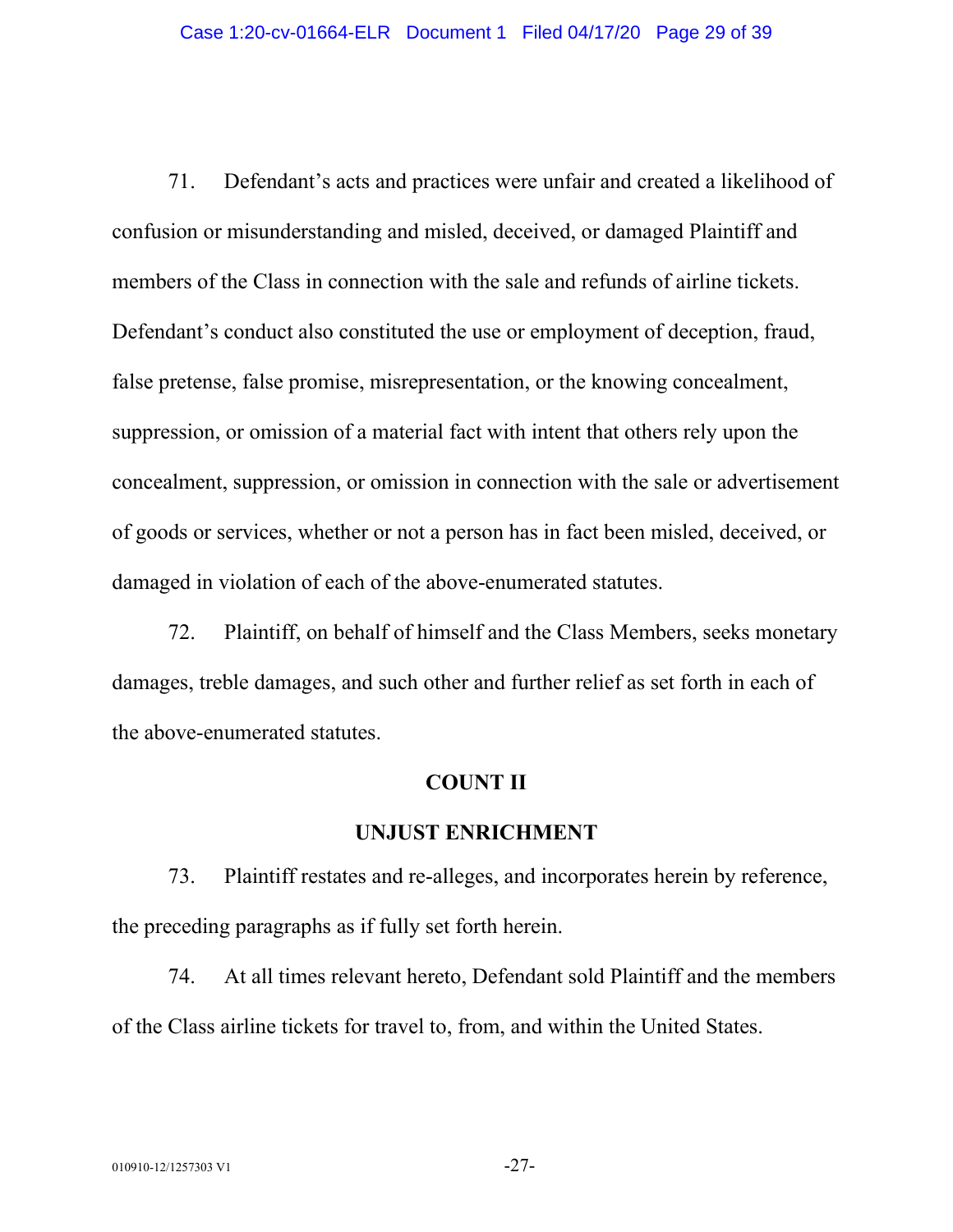71. Defendant's acts and practices were unfair and created a likelihood of confusion or misunderstanding and misled, deceived, or damaged Plaintiff and members of the Class in connection with the sale and refunds of airline tickets. Defendant's conduct also constituted the use or employment of deception, fraud, false pretense, false promise, misrepresentation, or the knowing concealment, suppression, or omission of a material fact with intent that others rely upon the concealment, suppression, or omission in connection with the sale or advertisement of goods or services, whether or not a person has in fact been misled, deceived, or damaged in violation of each of the above-enumerated statutes.

72. Plaintiff, on behalf of himself and the Class Members, seeks monetary damages, treble damages, and such other and further relief as set forth in each of the above-enumerated statutes.

**COUNT II**

**UNJUST ENRICHMENT**

73. Plaintiff restates and re-alleges, and incorporates herein by reference, the preceding paragraphs as if fully set forth herein.

74. At all times relevant hereto, Defendant sold Plaintiff and the members of the Class airline tickets for travel to, from, and within the United States.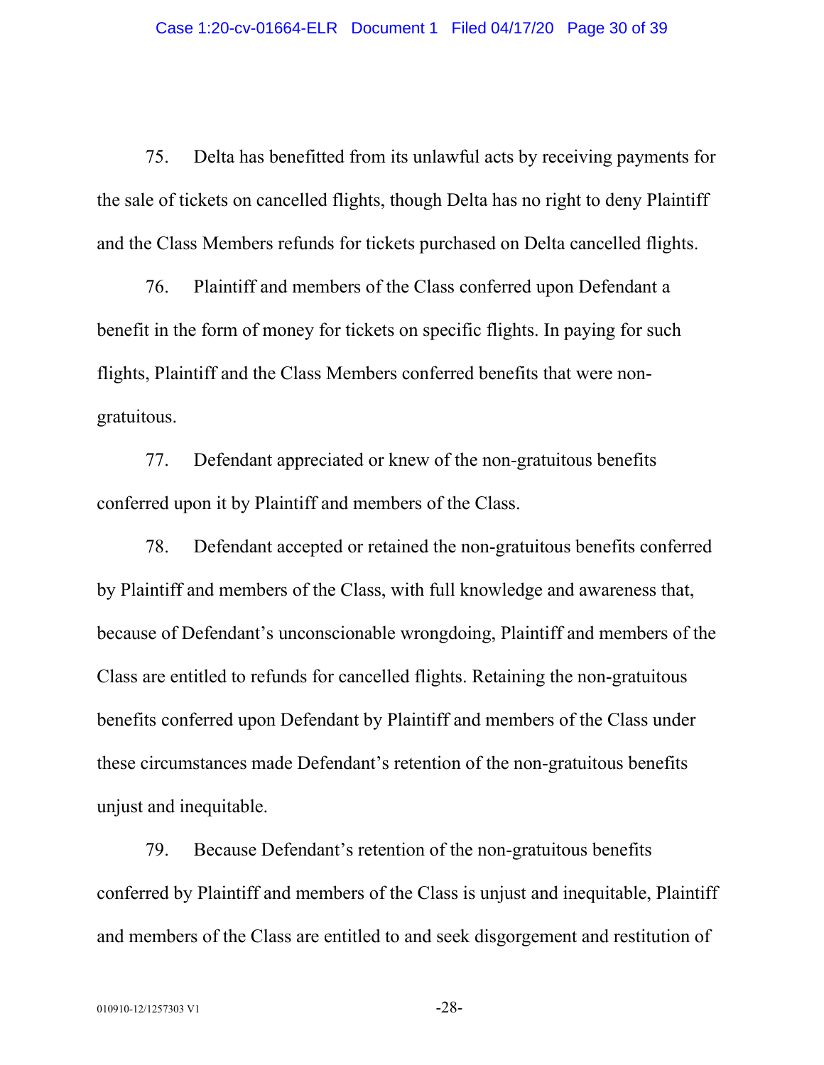75. Delta has benefitted from its unlawful acts by receiving payments for the sale of tickets on cancelled flights, though Delta has no right to deny Plaintiff and the Class Members refunds for tickets purchased on Delta cancelled flights.

76. Plaintiff and members of the Class conferred upon Defendant a benefit in the form of money for tickets on specific flights. In paying for such flights, Plaintiff and the Class Members conferred benefits that were non-gratuitous.

77. Defendant appreciated or knew of the non-gratuitous benefits conferred upon it by Plaintiff and members of the Class.

78. Defendant accepted or retained the non-gratuitous benefits conferred by Plaintiff and members of the Class, with full knowledge and awareness that, because of Defendant's unconscionable wrongdoing, Plaintiff and members of the Class are entitled to refunds for cancelled flights. Retaining the non-gratuitous benefits conferred upon Defendant by Plaintiff and members of the Class under these circumstances made Defendant's retention of the non-gratuitous benefits unjust and inequitable.

79. Because Defendant's retention of the non-gratuitous benefits conferred by Plaintiff and members of the Class is unjust and inequitable, Plaintiff and members of the Class are entitled to and seek disgorgement and restitution of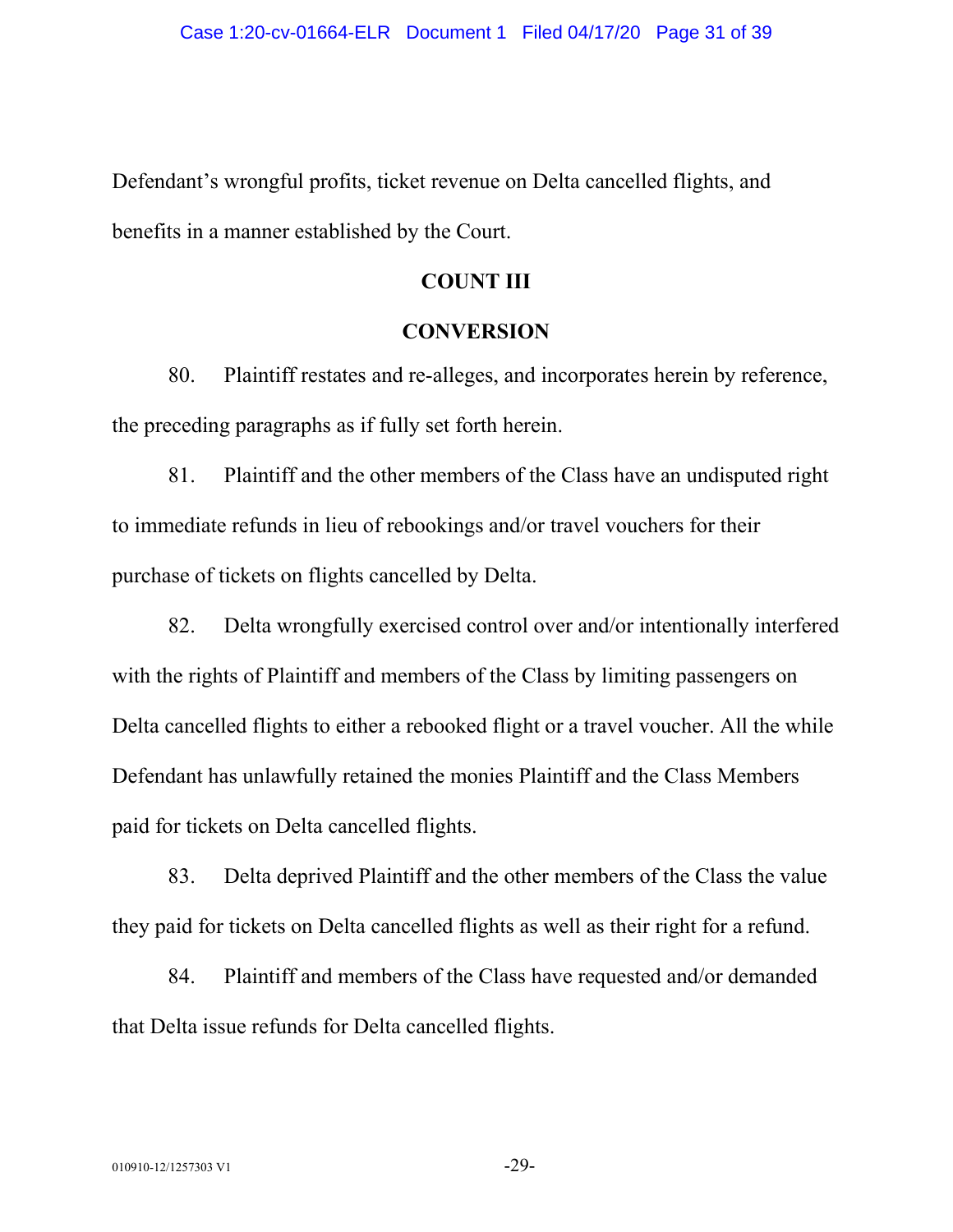Defendant's wrongful profits, ticket revenue on Delta cancelled flights, and benefits in a manner established by the Court.

**COUNT III**

**CONVERSION**

80. Plaintiff restates and re-alleges, and incorporates herein by reference, the preceding paragraphs as if fully set forth herein.

81. Plaintiff and the other members of the Class have an undisputed right to immediate refunds in lieu of rebookings and/or travel vouchers for their purchase of tickets on flights cancelled by Delta.

82. Delta wrongfully exercised control over and/or intentionally interfered with the rights of Plaintiff and members of the Class by limiting passengers on Delta cancelled flights to either a rebooked flight or a travel voucher. All the while Defendant has unlawfully retained the monies Plaintiff and the Class Members paid for tickets on Delta cancelled flights.

83. Delta deprived Plaintiff and the other members of the Class the value they paid for tickets on Delta cancelled flights as well as their right for a refund.

84. Plaintiff and members of the Class have requested and/or demanded that Delta issue refunds for Delta cancelled flights.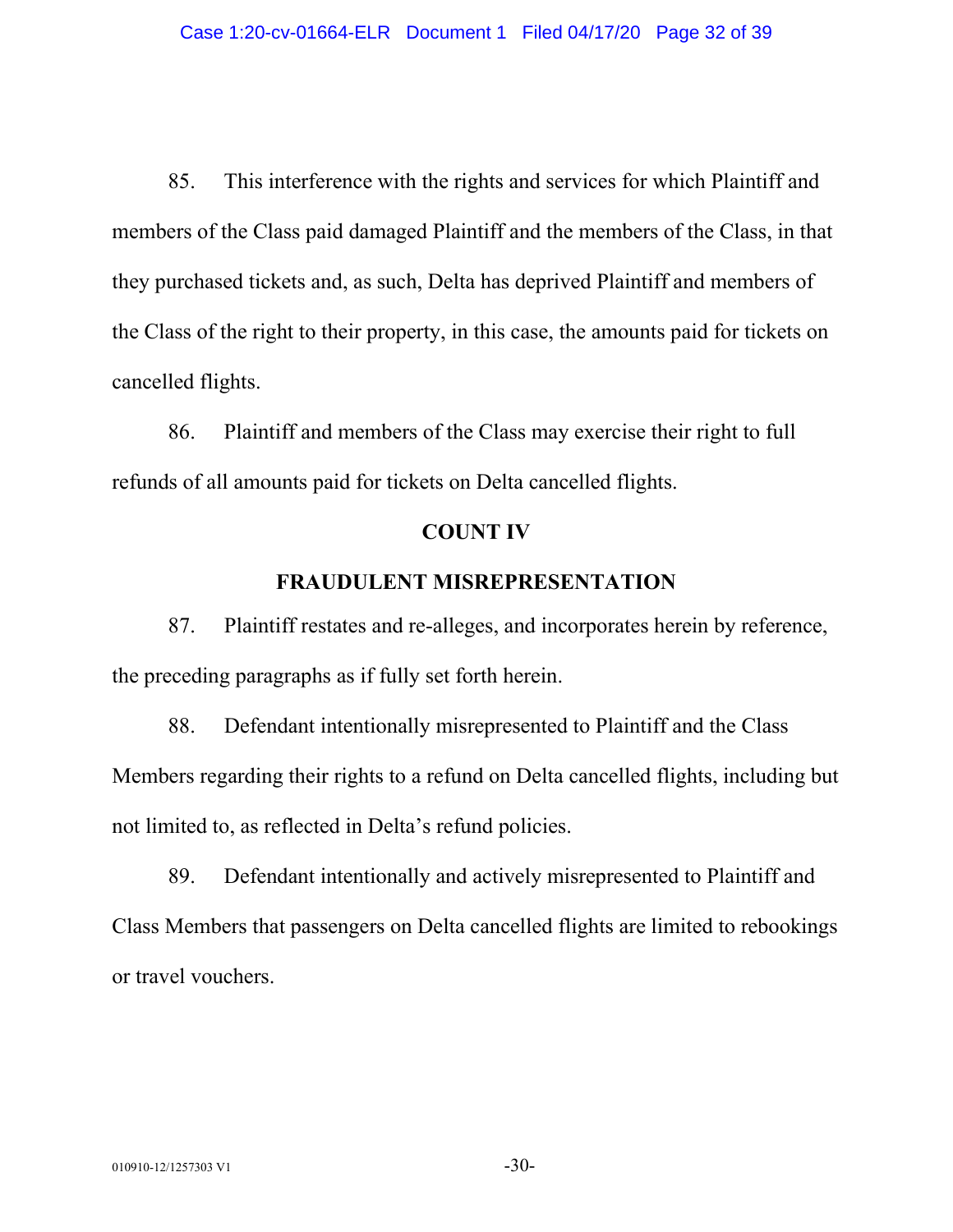85. This interference with the rights and services for which Plaintiff and members of the Class paid damaged Plaintiff and the members of the Class, in that they purchased tickets and, as such, Delta has deprived Plaintiff and members of the Class of the right to their property, in this case, the amounts paid for tickets on cancelled flights.

86. Plaintiff and members of the Class may exercise their right to full refunds of all amounts paid for tickets on Delta cancelled flights.

## COUNT IV

## FRAUDULENT MISREPRESENTATION

87. Plaintiff restates and re-alleges, and incorporates herein by reference, the preceding paragraphs as if fully set forth herein.

88. Defendant intentionally misrepresented to Plaintiff and the Class Members regarding their rights to a refund on Delta cancelled flights, including but not limited to, as reflected in Delta's refund policies.

89. Defendant intentionally and actively misrepresented to Plaintiff and Class Members that passengers on Delta cancelled flights are limited to rebookings or travel vouchers.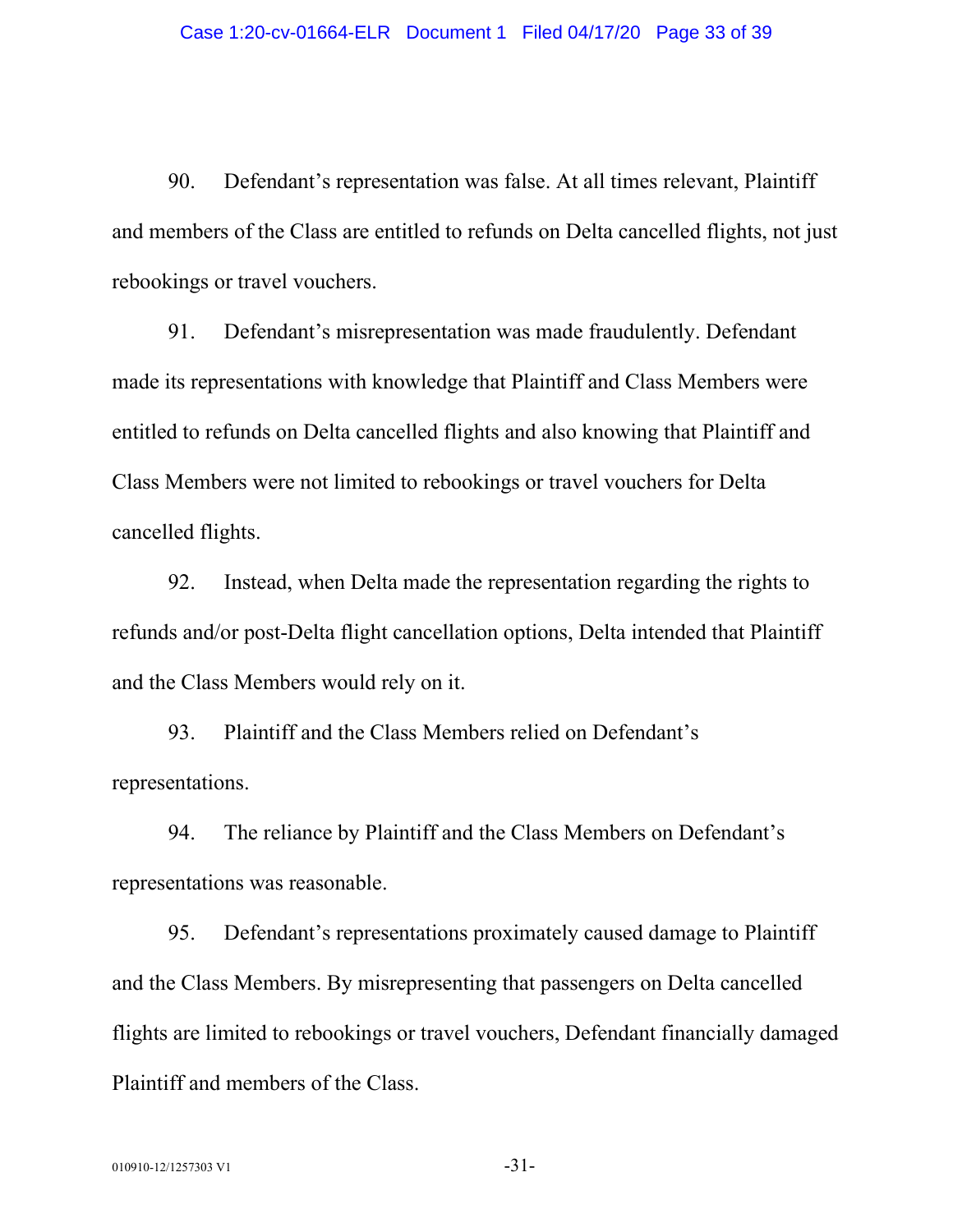90. Defendant's representation was false. At all times relevant, Plaintiff and members of the Class are entitled to refunds on Delta cancelled flights, not just rebookings or travel vouchers.

91. Defendant's misrepresentation was made fraudulently. Defendant made its representations with knowledge that Plaintiff and Class Members were entitled to refunds on Delta cancelled flights and also knowing that Plaintiff and Class Members were not limited to rebookings or travel vouchers for Delta cancelled flights.

92. Instead, when Delta made the representation regarding the rights to refunds and/or post-Delta flight cancellation options, Delta intended that Plaintiff and the Class Members would rely on it.

93. Plaintiff and the Class Members relied on Defendant's representations.

94. The reliance by Plaintiff and the Class Members on Defendant's representations was reasonable.

95. Defendant's representations proximately caused damage to Plaintiff and the Class Members. By misrepresenting that passengers on Delta cancelled flights are limited to rebookings or travel vouchers, Defendant financially damaged Plaintiff and members of the Class.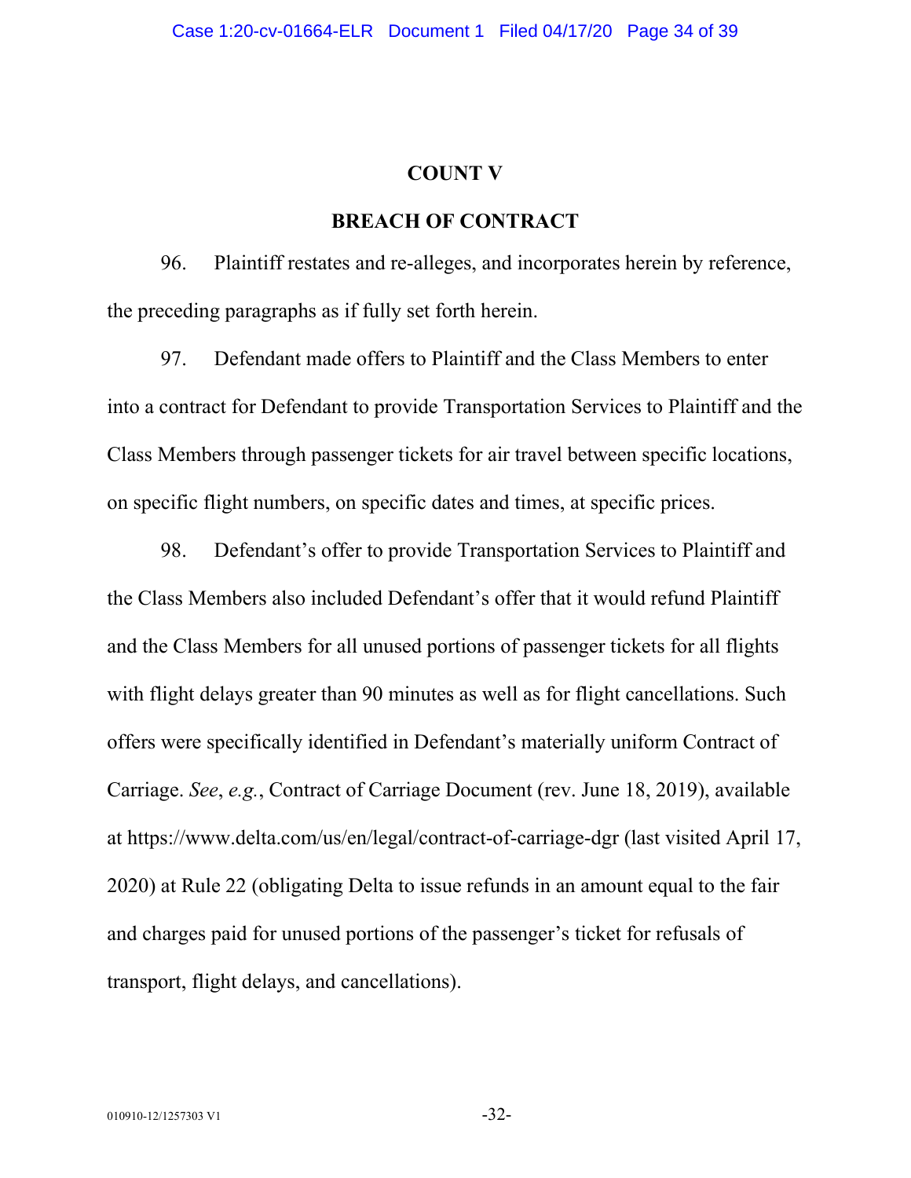## COUNT V

## BREACH OF CONTRACT

96. Plaintiff restates and re-alleges, and incorporates herein by reference, the preceding paragraphs as if fully set forth herein.

97. Defendant made offers to Plaintiff and the Class Members to enter into a contract for Defendant to provide Transportation Services to Plaintiff and the Class Members through passenger tickets for air travel between specific locations, on specific flight numbers, on specific dates and times, at specific prices.

98. Defendant's offer to provide Transportation Services to Plaintiff and the Class Members also included Defendant's offer that it would refund Plaintiff and the Class Members for all unused portions of passenger tickets for all flights with flight delays greater than 90 minutes as well as for flight cancellations. Such offers were specifically identified in Defendant's materially uniform Contract of Carriage. *See*, *e.g.*, Contract of Carriage Document (rev. June 18, 2019), available at https://www.delta.com/us/en/legal/contract-of-carriage-dgr (last visited April 17, 2020) at Rule 22 (obligating Delta to issue refunds in an amount equal to the fair and charges paid for unused portions of the passenger's ticket for refusals of transport, flight delays, and cancellations).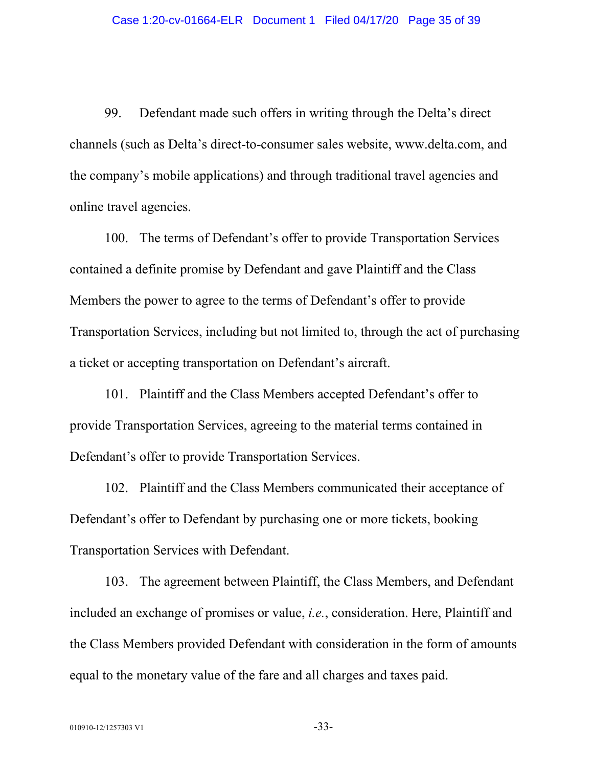99. Defendant made such offers in writing through the Delta's direct channels (such as Delta's direct-to-consumer sales website, www.delta.com, and the company's mobile applications) and through traditional travel agencies and online travel agencies.

100. The terms of Defendant's offer to provide Transportation Services contained a definite promise by Defendant and gave Plaintiff and the Class Members the power to agree to the terms of Defendant's offer to provide Transportation Services, including but not limited to, through the act of purchasing a ticket or accepting transportation on Defendant's aircraft.

101. Plaintiff and the Class Members accepted Defendant's offer to provide Transportation Services, agreeing to the material terms contained in Defendant's offer to provide Transportation Services.

102. Plaintiff and the Class Members communicated their acceptance of Defendant's offer to Defendant by purchasing one or more tickets, booking Transportation Services with Defendant.

103. The agreement between Plaintiff, the Class Members, and Defendant included an exchange of promises or value, *i.e.*, consideration. Here, Plaintiff and the Class Members provided Defendant with consideration in the form of amounts equal to the monetary value of the fare and all charges and taxes paid.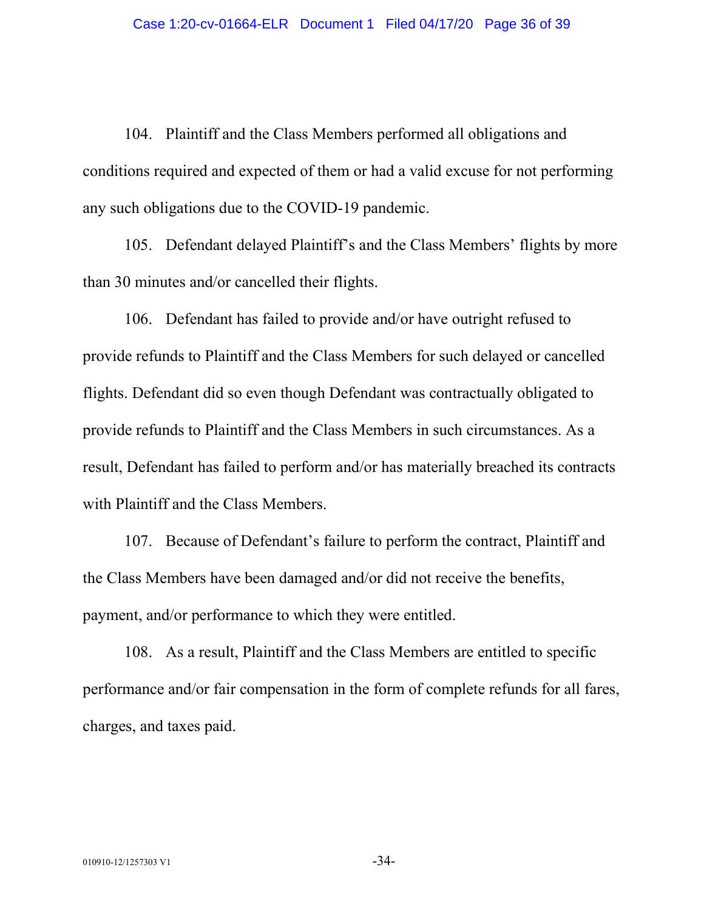104. Plaintiff and the Class Members performed all obligations and conditions required and expected of them or had a valid excuse for not performing any such obligations due to the COVID-19 pandemic.

105. Defendant delayed Plaintiff's and the Class Members' flights by more than 30 minutes and/or cancelled their flights.

106. Defendant has failed to provide and/or have outright refused to provide refunds to Plaintiff and the Class Members for such delayed or cancelled flights. Defendant did so even though Defendant was contractually obligated to provide refunds to Plaintiff and the Class Members in such circumstances. As a result, Defendant has failed to perform and/or has materially breached its contracts with Plaintiff and the Class Members.

107. Because of Defendant's failure to perform the contract, Plaintiff and the Class Members have been damaged and/or did not receive the benefits, payment, and/or performance to which they were entitled.

108. As a result, Plaintiff and the Class Members are entitled to specific performance and/or fair compensation in the form of complete refunds for all fares, charges, and taxes paid.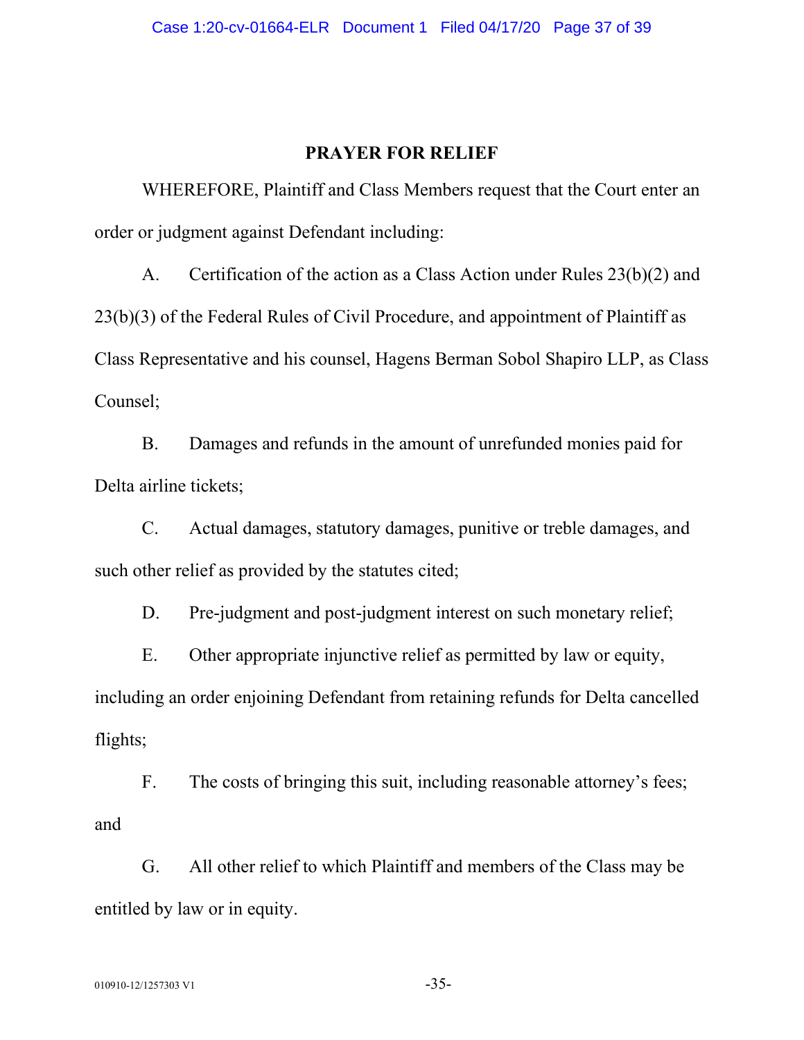## PRAYER FOR RELIEF

WHEREFORE, Plaintiff and Class Members request that the Court enter an order or judgment against Defendant including:

A. Certification of the action as a Class Action under Rules 23(b)(2) and 23(b)(3) of the Federal Rules of Civil Procedure, and appointment of Plaintiff as Class Representative and his counsel, Hagens Berman Sobol Shapiro LLP, as Class Counsel;

B. Damages and refunds in the amount of unrefunded monies paid for Delta airline tickets;

C. Actual damages, statutory damages, punitive or treble damages, and such other relief as provided by the statutes cited;

D. Pre-judgment and post-judgment interest on such monetary relief;

E. Other appropriate injunctive relief as permitted by law or equity, including an order enjoining Defendant from retaining refunds for Delta cancelled flights;

F. The costs of bringing this suit, including reasonable attorney's fees; and

G. All other relief to which Plaintiff and members of the Class may be entitled by law or in equity.

010910-12/1257303 V1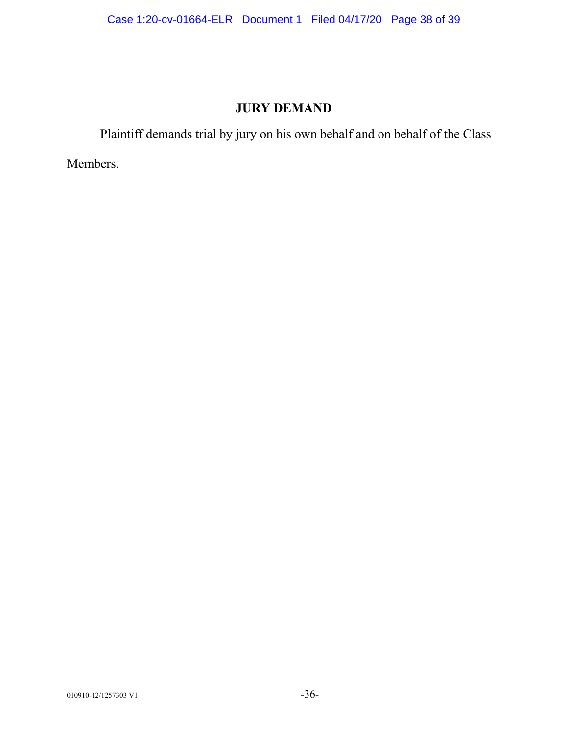## JURY DEMAND

Plaintiff demands trial by jury on his own behalf and on behalf of the Class Members.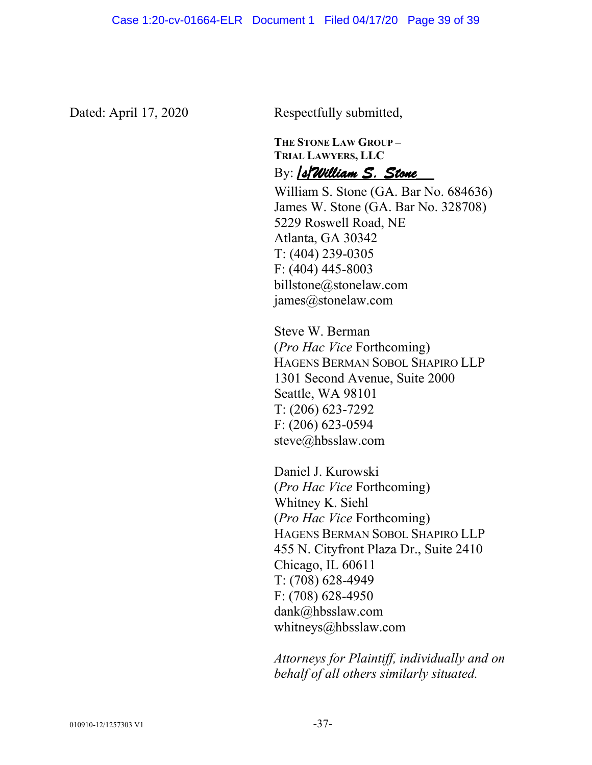Dated: April 17, 2020

Respectfully submitted,

**THE STONE LAW GROUP – TRIAL LAWYERS, LLC**

By: */s/William S. Stone*

William S. Stone (GA. Bar No. 684636)
James W. Stone (GA. Bar No. 328708)
5229 Roswell Road, NE
Atlanta, GA 30342
T: (404) 239-0305
F: (404) 445-8003
billstone@stonelaw.com
james@stonelaw.com

Steve W. Berman
(*Pro Hac Vice* Forthcoming)
HAGENS BERMAN SOBOL SHAPIRO LLP
1301 Second Avenue, Suite 2000
Seattle, WA 98101
T: (206) 623-7292
F: (206) 623-0594
steve@hbsslaw.com

Daniel J. Kurowski
(*Pro Hac Vice* Forthcoming)
Whitney K. Siehl
(*Pro Hac Vice* Forthcoming)
HAGENS BERMAN SOBOL SHAPIRO LLP
455 N. Cityfront Plaza Dr., Suite 2410
Chicago, IL 60611
T: (708) 628-4949
F: (708) 628-4950
dank@hbsslaw.com
whitneys@hbsslaw.com

*Attorneys for Plaintiff, individually and on behalf of all others similarly situated.*

010910-12/1257303 V1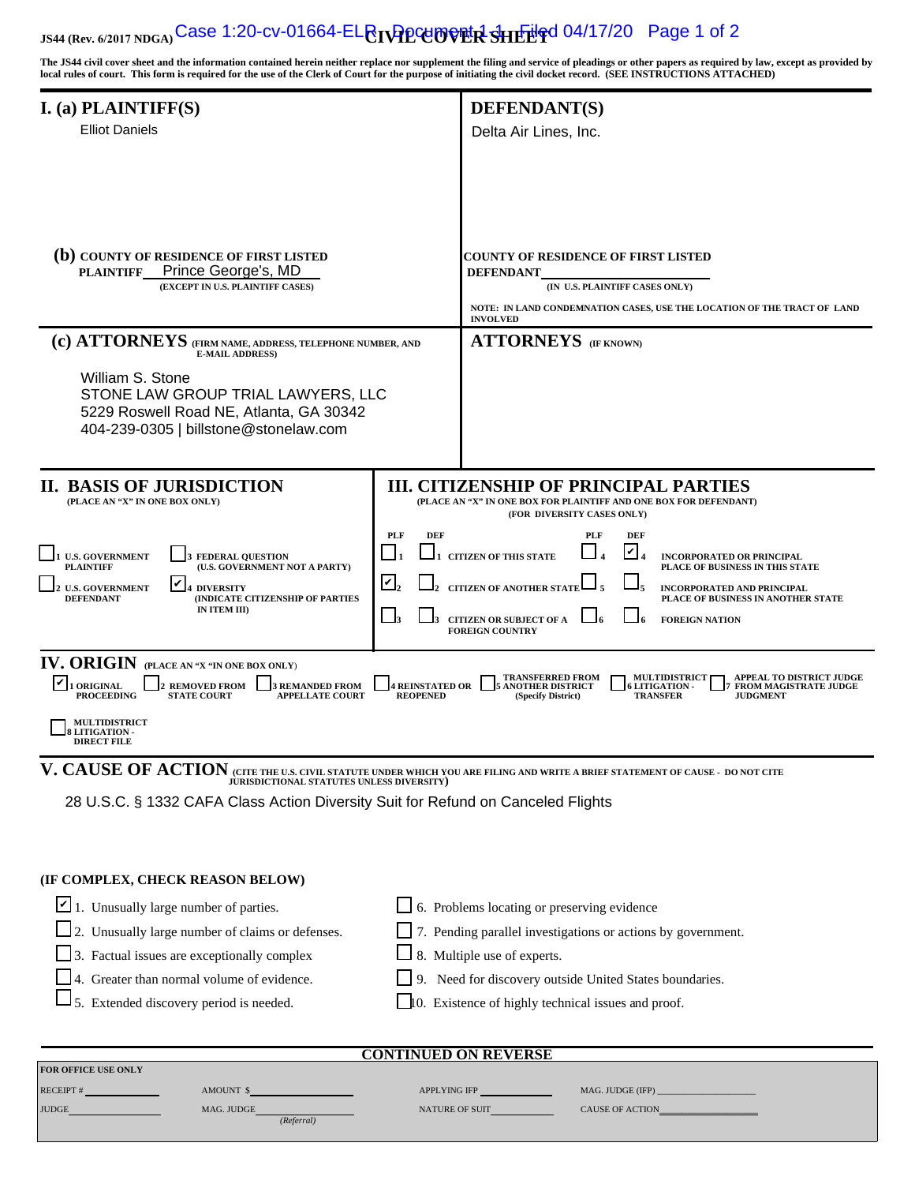JS44 (Rev. 6/2017 NDGA) **CIVIL COVER SHEET**

**The JS44 civil cover sheet and the information contained herein neither replace nor supplement the filing and service of pleadings or other papers as required by law, except as provided by local rules of court. This form is required for the use of the Clerk of Court for the purpose of initiating the civil docket record. (SEE INSTRUCTIONS ATTACHED)**

## I. (a) PLAINTIFF(S)

Elliot Daniels

## DEFENDANT(S)

Delta Air Lines, Inc.

**(b) COUNTY OF RESIDENCE OF FIRST LISTED PLAINTIFF** Prince George's, MD
**(EXCEPT IN U.S. PLAINTIFF CASES)**

**COUNTY OF RESIDENCE OF FIRST LISTED DEFENDANT** ______
**(IN U.S. PLAINTIFF CASES ONLY)**

**NOTE: IN LAND CONDEMNATION CASES, USE THE LOCATION OF THE TRACT OF LAND INVOLVED**

**(c) ATTORNEYS (FIRM NAME, ADDRESS, TELEPHONE NUMBER, AND E-MAIL ADDRESS)**

William S. Stone
STONE LAW GROUP TRIAL LAWYERS, LLC
5229 Roswell Road NE, Atlanta, GA 30342
404-239-0305 | billstone@stonelaw.com

**ATTORNEYS (IF KNOWN)**

## II. BASIS OF JURISDICTION

**(PLACE AN "X" IN ONE BOX ONLY)**

- ☐ 1 U.S. GOVERNMENT PLAINTIFF
- ☐ 3 FEDERAL QUESTION (U.S. GOVERNMENT NOT A PARTY)
- ☐ 2 U.S. GOVERNMENT DEFENDANT
- ☑ 4 DIVERSITY (INDICATE CITIZENSHIP OF PARTIES IN ITEM III)

## III. CITIZENSHIP OF PRINCIPAL PARTIES

**(PLACE AN "X" IN ONE BOX FOR PLAINTIFF AND ONE BOX FOR DEFENDANT) (FOR DIVERSITY CASES ONLY)**

| PLF | DEF | | PLF | DEF | |
|---|---|---|---|---|---|
| ☐ 1 | ☐ 1 | CITIZEN OF THIS STATE | ☐ 4 | ☑ 4 | INCORPORATED OR PRINCIPAL PLACE OF BUSINESS IN THIS STATE |
| ☑ 2 | ☐ 2 | CITIZEN OF ANOTHER STATE | ☐ 5 | ☐ 5 | INCORPORATED AND PRINCIPAL PLACE OF BUSINESS IN ANOTHER STATE |
| ☐ 3 | ☐ 3 | CITIZEN OR SUBJECT OF A FOREIGN COUNTRY | ☐ 6 | ☐ 6 | FOREIGN NATION |

## IV. ORIGIN

**(PLACE AN "X "IN ONE BOX ONLY)**

- ☑ 1 ORIGINAL PROCEEDING
- ☐ 2 REMOVED FROM STATE COURT
- ☐ 3 REMANDED FROM APPELLATE COURT
- ☐ 4 REINSTATED OR REOPENED
- ☐ 5 TRANSFERRED FROM ANOTHER DISTRICT (Specify District)
- ☐ 6 MULTIDISTRICT LITIGATION - TRANSFER
- ☐ 7 APPEAL TO DISTRICT JUDGE FROM MAGISTRATE JUDGE JUDGMENT
- ☐ 8 MULTIDISTRICT LITIGATION - DIRECT FILE

## V. CAUSE OF ACTION

**(CITE THE U.S. CIVIL STATUTE UNDER WHICH YOU ARE FILING AND WRITE A BRIEF STATEMENT OF CAUSE - DO NOT CITE JURISDICTIONAL STATUTES UNLESS DIVERSITY)**

28 U.S.C. § 1332 CAFA Class Action Diversity Suit for Refund on Canceled Flights

**(IF COMPLEX, CHECK REASON BELOW)**

- ☑ 1. Unusually large number of parties.
- ☐ 2. Unusually large number of claims or defenses.
- ☐ 3. Factual issues are exceptionally complex
- ☐ 4. Greater than normal volume of evidence.
- ☐ 5. Extended discovery period is needed.
- ☐ 6. Problems locating or preserving evidence
- ☐ 7. Pending parallel investigations or actions by government.
- ☐ 8. Multiple use of experts.
- ☐ 9. Need for discovery outside United States boundaries.
- ☐ 10. Existence of highly technical issues and proof.

**CONTINUED ON REVERSE**

**FOR OFFICE USE ONLY**

| | | | |
|---|---|---|---|
| RECEIPT # ______ | AMOUNT $ ______ | APPLYING IFP ______ | MAG. JUDGE (IFP) ______ |
| JUDGE ______ | MAG. JUDGE ______ (Referral) | NATURE OF SUIT ______ | CAUSE OF ACTION ______ |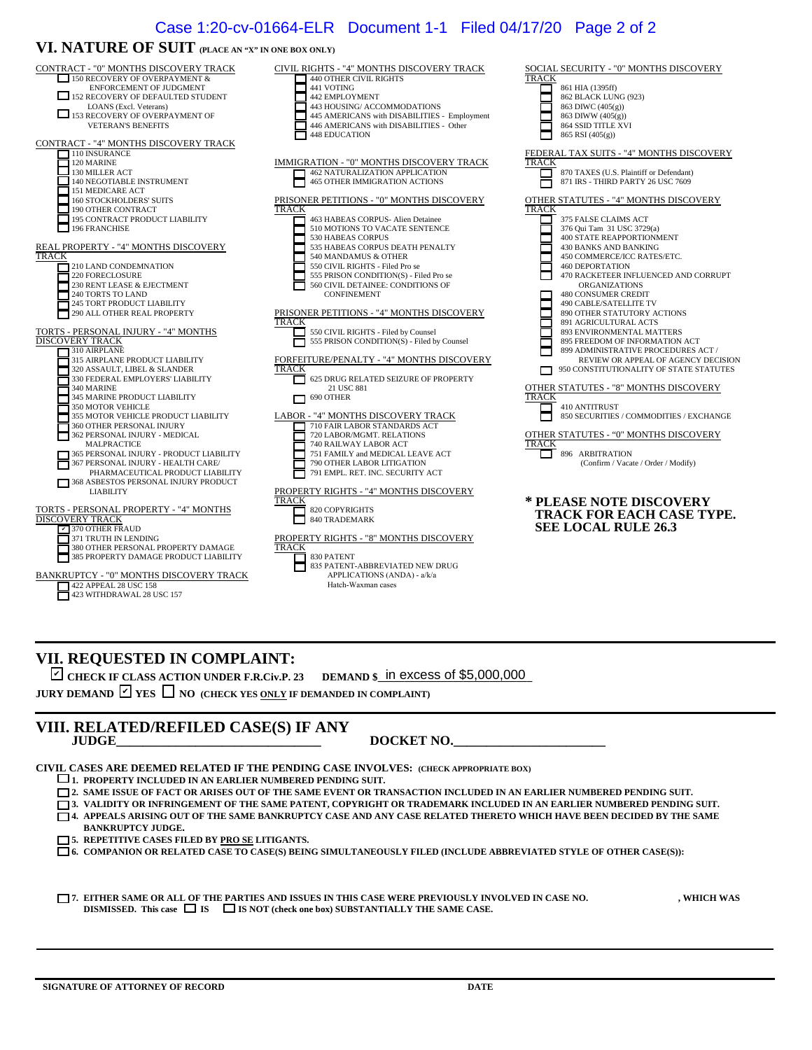## VI. NATURE OF SUIT (PLACE AN "X" IN ONE BOX ONLY)

CONTRACT - "0" MONTHS DISCOVERY TRACK

- ☐ 150 RECOVERY OF OVERPAYMENT & ENFORCEMENT OF JUDGMENT
- ☐ 152 RECOVERY OF DEFAULTED STUDENT LOANS (Excl. Veterans)
- ☐ 153 RECOVERY OF OVERPAYMENT OF VETERAN'S BENEFITS

CONTRACT - "4" MONTHS DISCOVERY TRACK

- ☐ 110 INSURANCE
- ☐ 120 MARINE
- ☐ 130 MILLER ACT
- ☐ 140 NEGOTIABLE INSTRUMENT
- ☐ 151 MEDICARE ACT
- ☐ 160 STOCKHOLDERS' SUITS
- ☐ 190 OTHER CONTRACT
- ☐ 195 CONTRACT PRODUCT LIABILITY
- ☐ 196 FRANCHISE

REAL PROPERTY - "4" MONTHS DISCOVERY TRACK

- ☐ 210 LAND CONDEMNATION
- ☐ 220 FORECLOSURE
- ☐ 230 RENT LEASE & EJECTMENT
- ☐ 240 TORTS TO LAND
- ☐ 245 TORT PRODUCT LIABILITY
- ☐ 290 ALL OTHER REAL PROPERTY

TORTS - PERSONAL INJURY - "4" MONTHS DISCOVERY TRACK

- ☐ 310 AIRPLANE
- ☐ 315 AIRPLANE PRODUCT LIABILITY
- ☐ 320 ASSAULT, LIBEL & SLANDER
- ☐ 330 FEDERAL EMPLOYERS' LIABILITY
- ☐ 340 MARINE
- ☐ 345 MARINE PRODUCT LIABILITY
- ☐ 350 MOTOR VEHICLE
- ☐ 355 MOTOR VEHICLE PRODUCT LIABILITY
- ☐ 360 OTHER PERSONAL INJURY
- ☐ 362 PERSONAL INJURY - MEDICAL MALPRACTICE
- ☐ 365 PERSONAL INJURY - PRODUCT LIABILITY
- ☐ 367 PERSONAL INJURY - HEALTH CARE/ PHARMACEUTICAL PRODUCT LIABILITY
- ☐ 368 ASBESTOS PERSONAL INJURY PRODUCT LIABILITY

TORTS - PERSONAL PROPERTY - "4" MONTHS DISCOVERY TRACK

- ☑ 370 OTHER FRAUD
- ☐ 371 TRUTH IN LENDING
- ☐ 380 OTHER PERSONAL PROPERTY DAMAGE
- ☐ 385 PROPERTY DAMAGE PRODUCT LIABILITY

BANKRUPTCY - "0" MONTHS DISCOVERY TRACK

- ☐ 422 APPEAL 28 USC 158
- ☐ 423 WITHDRAWAL 28 USC 157

CIVIL RIGHTS - "4" MONTHS DISCOVERY TRACK

- ☐ 440 OTHER CIVIL RIGHTS
- ☐ 441 VOTING
- ☐ 442 EMPLOYMENT
- ☐ 443 HOUSING/ ACCOMMODATIONS
- ☐ 445 AMERICANS with DISABILITIES - Employment
- ☐ 446 AMERICANS with DISABILITIES - Other
- ☐ 448 EDUCATION

IMMIGRATION - "0" MONTHS DISCOVERY TRACK

- ☐ 462 NATURALIZATION APPLICATION
- ☐ 465 OTHER IMMIGRATION ACTIONS

PRISONER PETITIONS - "0" MONTHS DISCOVERY TRACK

- ☐ 463 HABEAS CORPUS- Alien Detainee
- ☐ 510 MOTIONS TO VACATE SENTENCE
- ☐ 530 HABEAS CORPUS
- ☐ 535 HABEAS CORPUS DEATH PENALTY
- ☐ 540 MANDAMUS & OTHER
- ☐ 550 CIVIL RIGHTS - Filed Pro se
- ☐ 555 PRISON CONDITION(S) - Filed Pro se
- ☐ 560 CIVIL DETAINEE: CONDITIONS OF CONFINEMENT

PRISONER PETITIONS - "4" MONTHS DISCOVERY TRACK

- ☐ 550 CIVIL RIGHTS - Filed by Counsel
- ☐ 555 PRISON CONDITION(S) - Filed by Counsel

FORFEITURE/PENALTY - "4" MONTHS DISCOVERY TRACK

- ☐ 625 DRUG RELATED SEIZURE OF PROPERTY 21 USC 881
- ☐ 690 OTHER

LABOR - "4" MONTHS DISCOVERY TRACK

- ☐ 710 FAIR LABOR STANDARDS ACT
- ☐ 720 LABOR/MGMT. RELATIONS
- ☐ 740 RAILWAY LABOR ACT
- ☐ 751 FAMILY and MEDICAL LEAVE ACT
- ☐ 790 OTHER LABOR LITIGATION
- ☐ 791 EMPL. RET. INC. SECURITY ACT

PROPERTY RIGHTS - "4" MONTHS DISCOVERY TRACK

- ☐ 820 COPYRIGHTS
- ☐ 840 TRADEMARK

PROPERTY RIGHTS - "8" MONTHS DISCOVERY TRACK

- ☐ 830 PATENT
- ☐ 835 PATENT-ABBREVIATED NEW DRUG APPLICATIONS (ANDA) - a/k/a Hatch-Waxman cases

SOCIAL SECURITY - "0" MONTHS DISCOVERY TRACK

- ☐ 861 HIA (1395ff)
- ☐ 862 BLACK LUNG (923)
- ☐ 863 DIWC (405(g))
- ☐ 863 DIWW (405(g))
- ☐ 864 SSID TITLE XVI
- ☐ 865 RSI (405(g))

FEDERAL TAX SUITS - "4" MONTHS DISCOVERY TRACK

- ☐ 870 TAXES (U.S. Plaintiff or Defendant)
- ☐ 871 IRS - THIRD PARTY 26 USC 7609

OTHER STATUTES - "4" MONTHS DISCOVERY TRACK

- ☐ 375 FALSE CLAIMS ACT
- ☐ 376 Qui Tam 31 USC 3729(a)
- ☐ 400 STATE REAPPORTIONMENT
- ☐ 430 BANKS AND BANKING
- ☐ 450 COMMERCE/ICC RATES/ETC.
- ☐ 460 DEPORTATION
- ☐ 470 RACKETEER INFLUENCED AND CORRUPT ORGANIZATIONS
- ☐ 480 CONSUMER CREDIT
- ☐ 490 CABLE/SATELLITE TV
- ☐ 890 OTHER STATUTORY ACTIONS
- ☐ 891 AGRICULTURAL ACTS
- ☐ 893 ENVIRONMENTAL MATTERS
- ☐ 895 FREEDOM OF INFORMATION ACT
- ☐ 899 ADMINISTRATIVE PROCEDURES ACT / REVIEW OR APPEAL OF AGENCY DECISION
- ☐ 950 CONSTITUTIONALITY OF STATE STATUTES

OTHER STATUTES - "8" MONTHS DISCOVERY TRACK

- ☐ 410 ANTITRUST
- ☐ 850 SECURITIES / COMMODITIES / EXCHANGE

OTHER STATUTES - "0" MONTHS DISCOVERY TRACK

- ☐ 896 ARBITRATION (Confirm / Vacate / Order / Modify)

**\* PLEASE NOTE DISCOVERY TRACK FOR EACH CASE TYPE. SEE LOCAL RULE 26.3**

## VII. REQUESTED IN COMPLAINT:

☑ **CHECK IF CLASS ACTION UNDER F.R.Civ.P. 23** **DEMAND $** in excess of $5,000,000

**JURY DEMAND** ☑ **YES** ☐ **NO (CHECK YES ONLY IF DEMANDED IN COMPLAINT)**

## VIII. RELATED/REFILED CASE(S) IF ANY

**JUDGE________________________ DOCKET NO.____________________**

**CIVIL CASES ARE DEEMED RELATED IF THE PENDING CASE INVOLVES: (CHECK APPROPRIATE BOX)**

- ☐ **1. PROPERTY INCLUDED IN AN EARLIER NUMBERED PENDING SUIT.**
- ☐ **2. SAME ISSUE OF FACT OR ARISES OUT OF THE SAME EVENT OR TRANSACTION INCLUDED IN AN EARLIER NUMBERED PENDING SUIT.**
- ☐ **3. VALIDITY OR INFRINGEMENT OF THE SAME PATENT, COPYRIGHT OR TRADEMARK INCLUDED IN AN EARLIER NUMBERED PENDING SUIT.**
- ☐ **4. APPEALS ARISING OUT OF THE SAME BANKRUPTCY CASE AND ANY CASE RELATED THERETO WHICH HAVE BEEN DECIDED BY THE SAME BANKRUPTCY JUDGE.**
- ☐ **5. REPETITIVE CASES FILED BY PRO SE LITIGANTS.**
- ☐ **6. COMPANION OR RELATED CASE TO CASE(S) BEING SIMULTANEOUSLY FILED (INCLUDE ABBREVIATED STYLE OF OTHER CASE(S)):**

- ☐ **7. EITHER SAME OR ALL OF THE PARTIES AND ISSUES IN THIS CASE WERE PREVIOUSLY INVOLVED IN CASE NO. , WHICH WAS DISMISSED. This case** ☐ **IS** ☐ **IS NOT (check one box) SUBSTANTIALLY THE SAME CASE.**

**SIGNATURE OF ATTORNEY OF RECORD** **DATE**